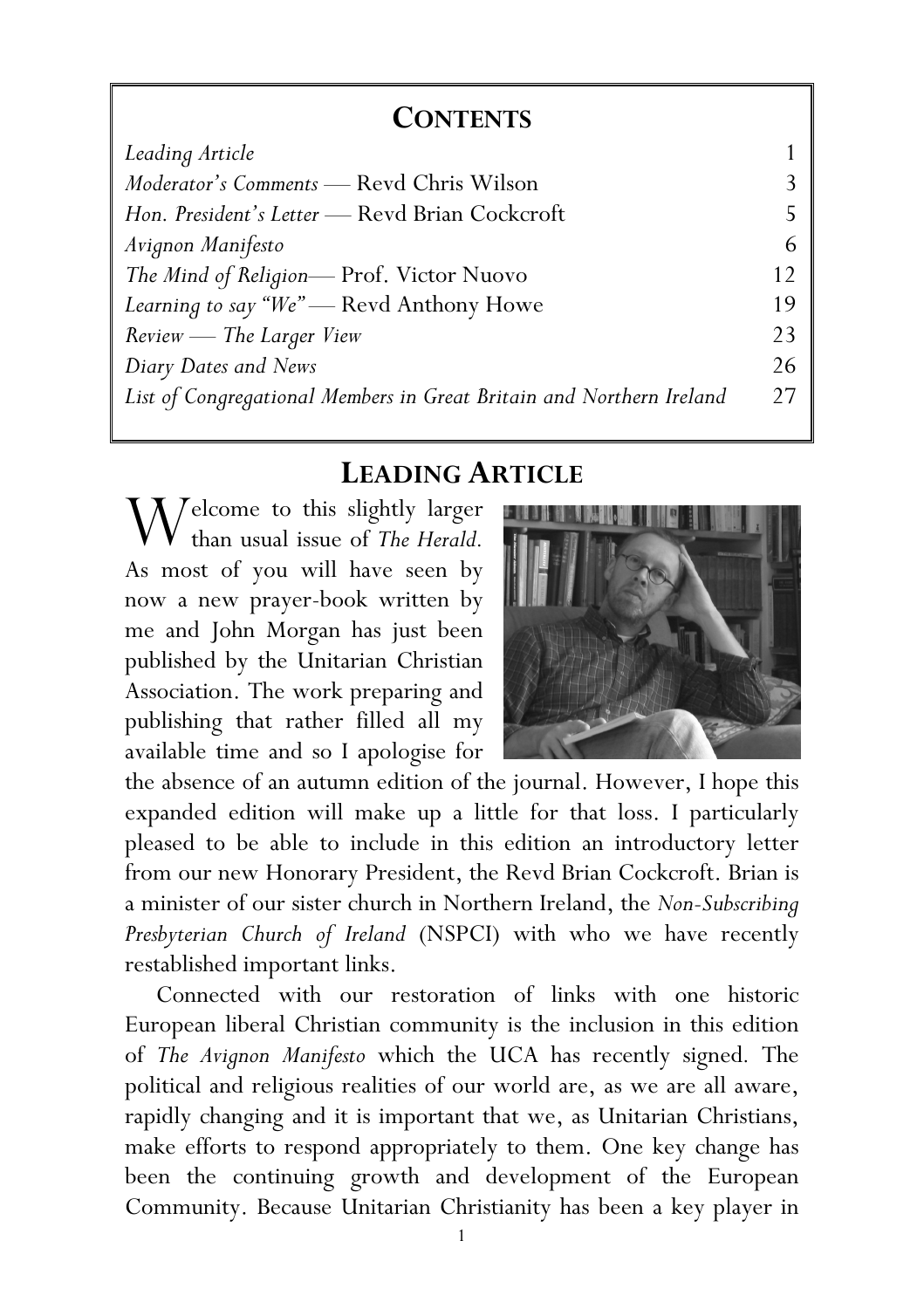## CONTENTS

| | |
|---|---|
| *Leading Article* | 1 |
| *Moderator's Comments* — Revd Chris Wilson | 3 |
| *Hon. President's Letter* — Revd Brian Cockcroft | 5 |
| *Avignon Manifesto* | 6 |
| *The Mind of Religion*— Prof. Victor Nuovo | 12 |
| *Learning to say "We"* — Revd Anthony Howe | 19 |
| *Review — The Larger View* | 23 |
| *Diary Dates and News* | 26 |
| *List of Congregational Members in Great Britain and Northern Ireland* | 27 |

## LEADING ARTICLE

Welcome to this slightly larger than usual issue of *The Herald*. As most of you will have seen by now a new prayer-book written by me and John Morgan has just been published by the Unitarian Christian Association. The work preparing and publishing that rather filled all my available time and so I apologise for the absence of an autumn edition of the journal. However, I hope this expanded edition will make up a little for that loss. I particularly pleased to be able to include in this edition an introductory letter from our new Honorary President, the Revd Brian Cockcroft. Brian is a minister of our sister church in Northern Ireland, the *Non-Subscribing Presbyterian Church of Ireland* (NSPCI) with who we have recently restablished important links.

Connected with our restoration of links with one historic European liberal Christian community is the inclusion in this edition of *The Avignon Manifesto* which the UCA has recently signed. The political and religious realities of our world are, as we are all aware, rapidly changing and it is important that we, as Unitarian Christians, make efforts to respond appropriately to them. One key change has been the continuing growth and development of the European Community. Because Unitarian Christianity has been a key player in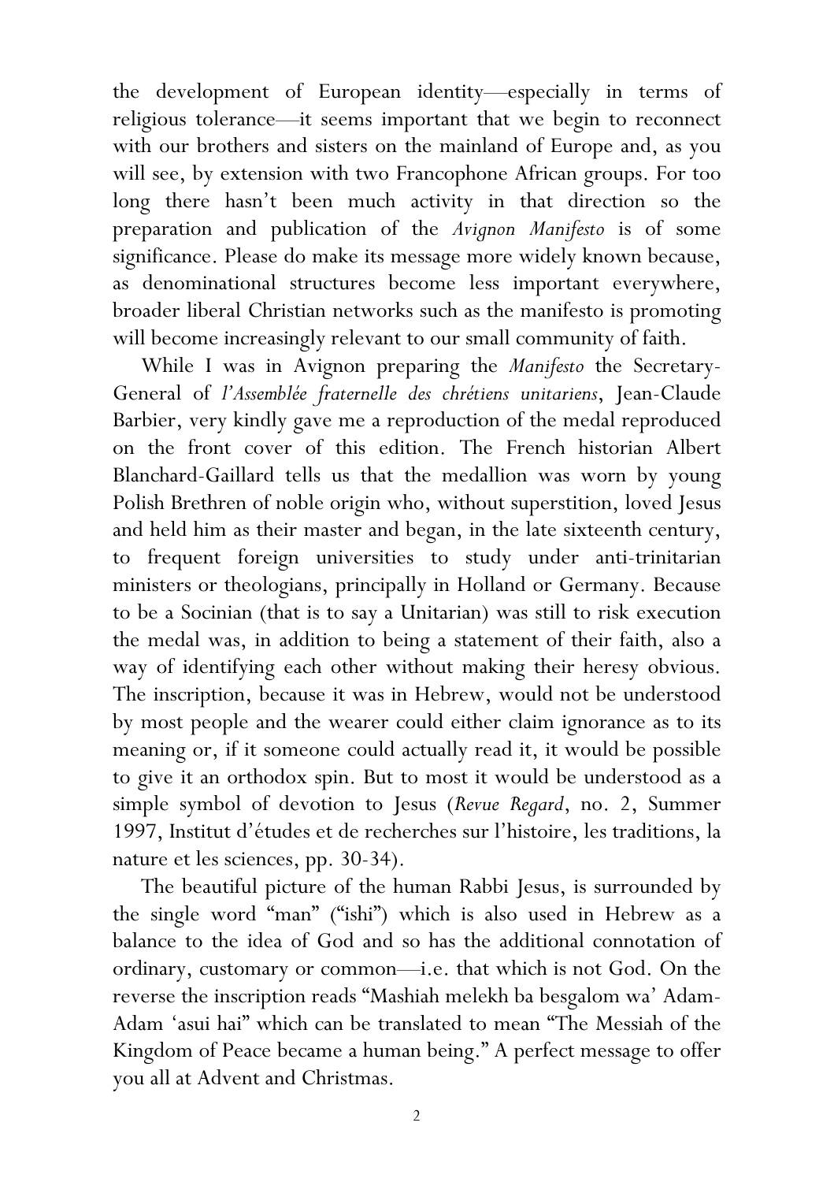the development of European identity—especially in terms of religious tolerance—it seems important that we begin to reconnect with our brothers and sisters on the mainland of Europe and, as you will see, by extension with two Francophone African groups. For too long there hasn't been much activity in that direction so the preparation and publication of the *Avignon Manifesto* is of some significance. Please do make its message more widely known because, as denominational structures become less important everywhere, broader liberal Christian networks such as the manifesto is promoting will become increasingly relevant to our small community of faith.

While I was in Avignon preparing the *Manifesto* the Secretary-General of *l'Assemblée fraternelle des chrétiens unitariens*, Jean-Claude Barbier, very kindly gave me a reproduction of the medal reproduced on the front cover of this edition. The French historian Albert Blanchard-Gaillard tells us that the medallion was worn by young Polish Brethren of noble origin who, without superstition, loved Jesus and held him as their master and began, in the late sixteenth century, to frequent foreign universities to study under anti-trinitarian ministers or theologians, principally in Holland or Germany. Because to be a Socinian (that is to say a Unitarian) was still to risk execution the medal was, in addition to being a statement of their faith, also a way of identifying each other without making their heresy obvious. The inscription, because it was in Hebrew, would not be understood by most people and the wearer could either claim ignorance as to its meaning or, if it someone could actually read it, it would be possible to give it an orthodox spin. But to most it would be understood as a simple symbol of devotion to Jesus (*Revue Regard*, no. 2, Summer 1997, Institut d'études et de recherches sur l'histoire, les traditions, la nature et les sciences, pp. 30-34).

The beautiful picture of the human Rabbi Jesus, is surrounded by the single word "man" ("ishi") which is also used in Hebrew as a balance to the idea of God and so has the additional connotation of ordinary, customary or common—i.e. that which is not God. On the reverse the inscription reads "Mashiah melekh ba besgalom wa' Adam-Adam 'asui hai" which can be translated to mean "The Messiah of the Kingdom of Peace became a human being." A perfect message to offer you all at Advent and Christmas.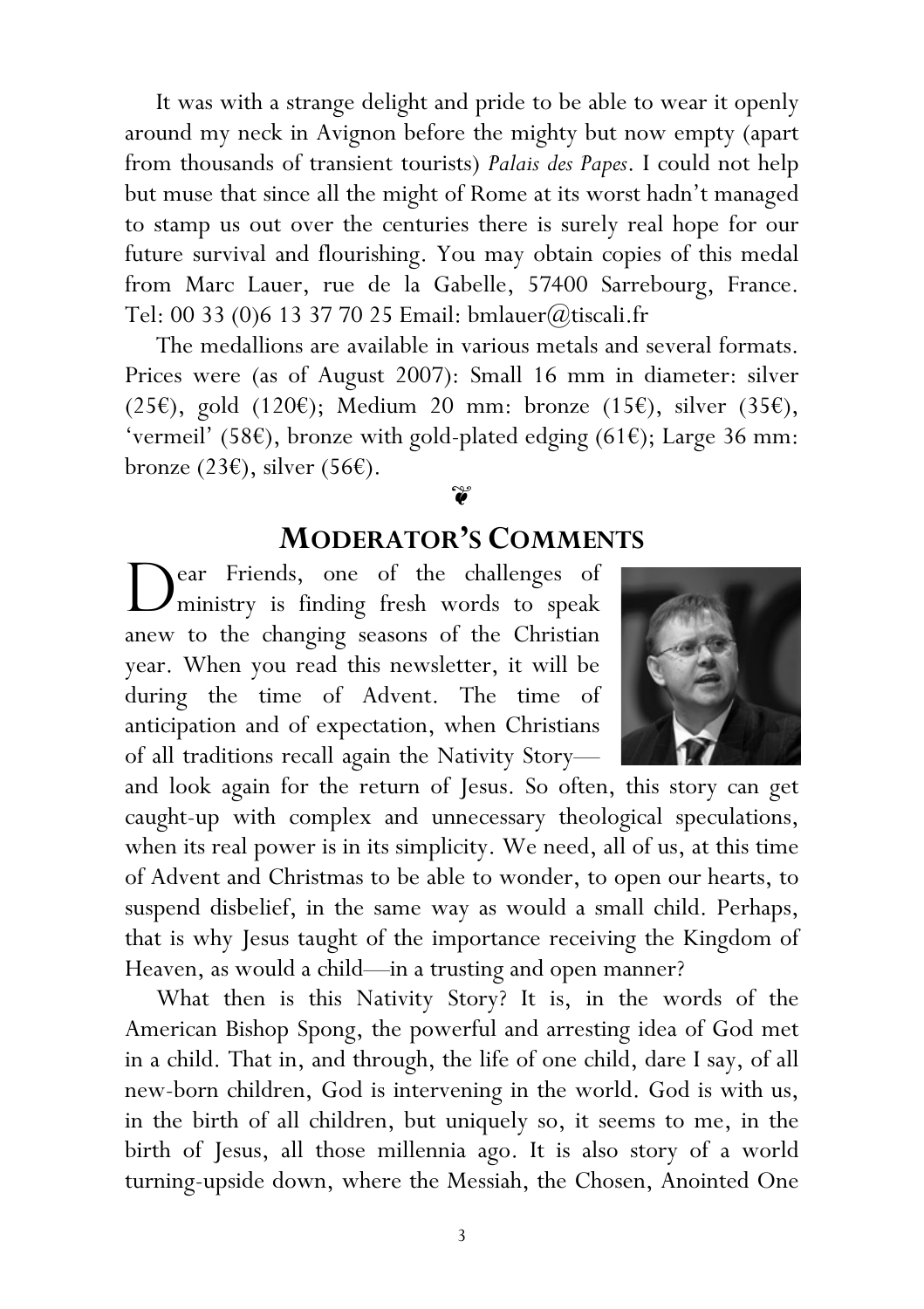It was with a strange delight and pride to be able to wear it openly around my neck in Avignon before the mighty but now empty (apart from thousands of transient tourists) *Palais des Papes*. I could not help but muse that since all the might of Rome at its worst hadn't managed to stamp us out over the centuries there is surely real hope for our future survival and flourishing. You may obtain copies of this medal from Marc Lauer, rue de la Gabelle, 57400 Sarrebourg, France. Tel: 00 33 (0)6 13 37 70 25 Email: bmlauer@tiscali.fr

The medallions are available in various metals and several formats. Prices were (as of August 2007): Small 16 mm in diameter: silver (25€), gold (120€); Medium 20 mm: bronze (15€), silver (35€), 'vermeil' (58€), bronze with gold-plated edging (61€); Large 36 mm: bronze (23€), silver (56€).

❦

## MODERATOR'S COMMENTS

Dear Friends, one of the challenges of ministry is finding fresh words to speak anew to the changing seasons of the Christian year. When you read this newsletter, it will be during the time of Advent. The time of anticipation and of expectation, when Christians of all traditions recall again the Nativity Story—and look again for the return of Jesus. So often, this story can get caught-up with complex and unnecessary theological speculations, when its real power is in its simplicity. We need, all of us, at this time of Advent and Christmas to be able to wonder, to open our hearts, to suspend disbelief, in the same way as would a small child. Perhaps, that is why Jesus taught of the importance receiving the Kingdom of Heaven, as would a child—in a trusting and open manner?

What then is this Nativity Story? It is, in the words of the American Bishop Spong, the powerful and arresting idea of God met in a child. That in, and through, the life of one child, dare I say, of all new-born children, God is intervening in the world. God is with us, in the birth of all children, but uniquely so, it seems to me, in the birth of Jesus, all those millennia ago. It is also story of a world turning-upside down, where the Messiah, the Chosen, Anointed One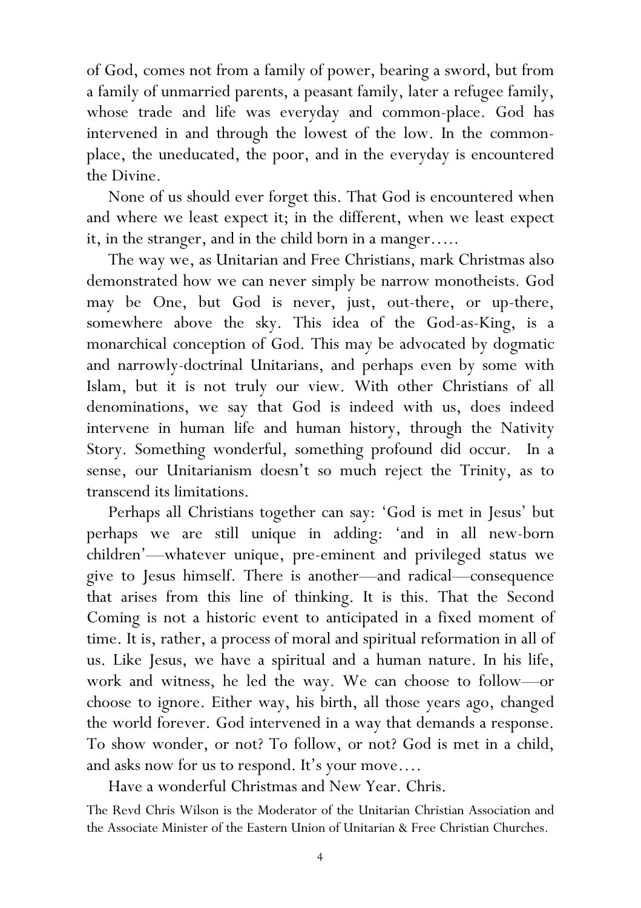of God, comes not from a family of power, bearing a sword, but from a family of unmarried parents, a peasant family, later a refugee family, whose trade and life was everyday and common-place. God has intervened in and through the lowest of the low. In the common-place, the uneducated, the poor, and in the everyday is encountered the Divine.

None of us should ever forget this. That God is encountered when and where we least expect it; in the different, when we least expect it, in the stranger, and in the child born in a manger…..

The way we, as Unitarian and Free Christians, mark Christmas also demonstrated how we can never simply be narrow monotheists. God may be One, but God is never, just, out-there, or up-there, somewhere above the sky. This idea of the God-as-King, is a monarchical conception of God. This may be advocated by dogmatic and narrowly-doctrinal Unitarians, and perhaps even by some with Islam, but it is not truly our view. With other Christians of all denominations, we say that God is indeed with us, does indeed intervene in human life and human history, through the Nativity Story. Something wonderful, something profound did occur. In a sense, our Unitarianism doesn't so much reject the Trinity, as to transcend its limitations.

Perhaps all Christians together can say: 'God is met in Jesus' but perhaps we are still unique in adding: 'and in all new-born children'—whatever unique, pre-eminent and privileged status we give to Jesus himself. There is another—and radical—consequence that arises from this line of thinking. It is this. That the Second Coming is not a historic event to anticipated in a fixed moment of time. It is, rather, a process of moral and spiritual reformation in all of us. Like Jesus, we have a spiritual and a human nature. In his life, work and witness, he led the way. We can choose to follow—or choose to ignore. Either way, his birth, all those years ago, changed the world forever. God intervened in a way that demands a response. To show wonder, or not? To follow, or not? God is met in a child, and asks now for us to respond. It's your move….

Have a wonderful Christmas and New Year. Chris.

The Revd Chris Wilson is the Moderator of the Unitarian Christian Association and the Associate Minister of the Eastern Union of Unitarian & Free Christian Churches.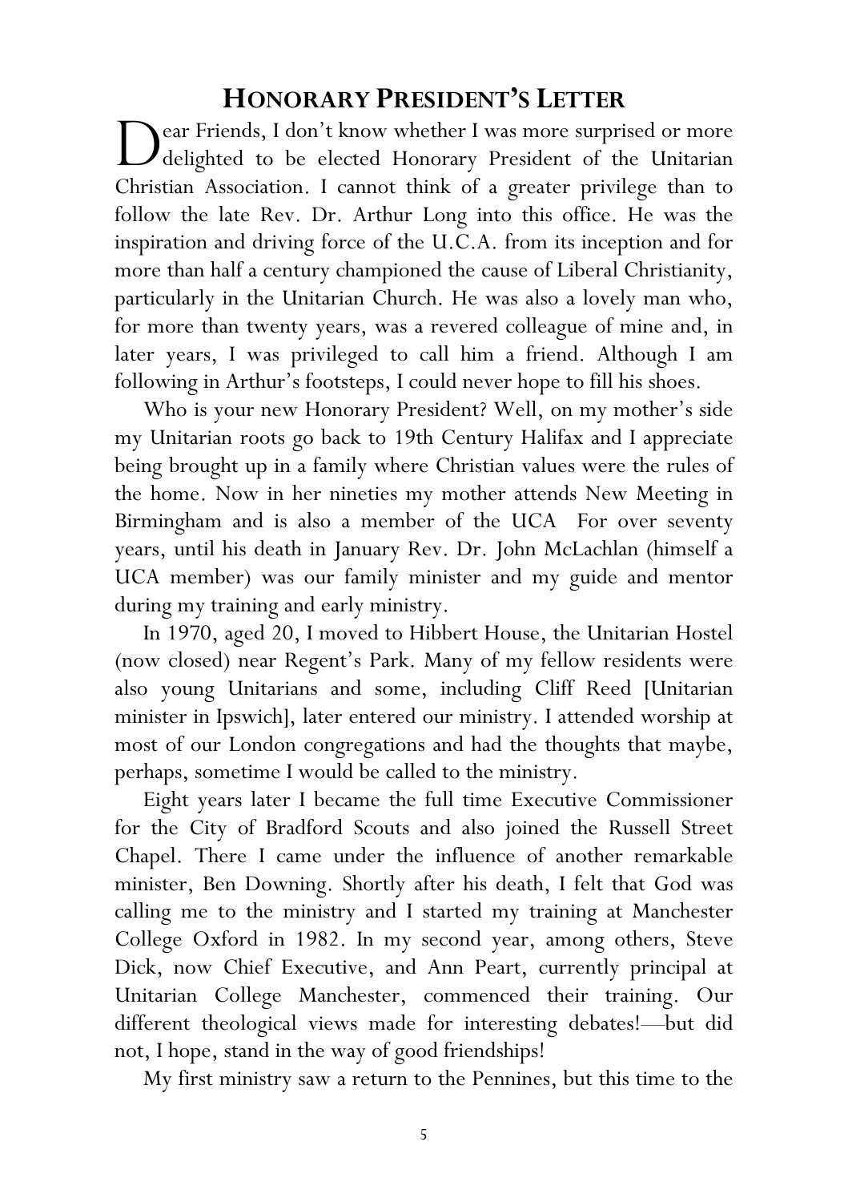## HONORARY PRESIDENT'S LETTER

Dear Friends, I don't know whether I was more surprised or more delighted to be elected Honorary President of the Unitarian Christian Association. I cannot think of a greater privilege than to follow the late Rev. Dr. Arthur Long into this office. He was the inspiration and driving force of the U.C.A. from its inception and for more than half a century championed the cause of Liberal Christianity, particularly in the Unitarian Church. He was also a lovely man who, for more than twenty years, was a revered colleague of mine and, in later years, I was privileged to call him a friend. Although I am following in Arthur's footsteps, I could never hope to fill his shoes.

Who is your new Honorary President? Well, on my mother's side my Unitarian roots go back to 19th Century Halifax and I appreciate being brought up in a family where Christian values were the rules of the home. Now in her nineties my mother attends New Meeting in Birmingham and is also a member of the UCA For over seventy years, until his death in January Rev. Dr. John McLachlan (himself a UCA member) was our family minister and my guide and mentor during my training and early ministry.

In 1970, aged 20, I moved to Hibbert House, the Unitarian Hostel (now closed) near Regent's Park. Many of my fellow residents were also young Unitarians and some, including Cliff Reed [Unitarian minister in Ipswich], later entered our ministry. I attended worship at most of our London congregations and had the thoughts that maybe, perhaps, sometime I would be called to the ministry.

Eight years later I became the full time Executive Commissioner for the City of Bradford Scouts and also joined the Russell Street Chapel. There I came under the influence of another remarkable minister, Ben Downing. Shortly after his death, I felt that God was calling me to the ministry and I started my training at Manchester College Oxford in 1982. In my second year, among others, Steve Dick, now Chief Executive, and Ann Peart, currently principal at Unitarian College Manchester, commenced their training. Our different theological views made for interesting debates!—but did not, I hope, stand in the way of good friendships!

My first ministry saw a return to the Pennines, but this time to the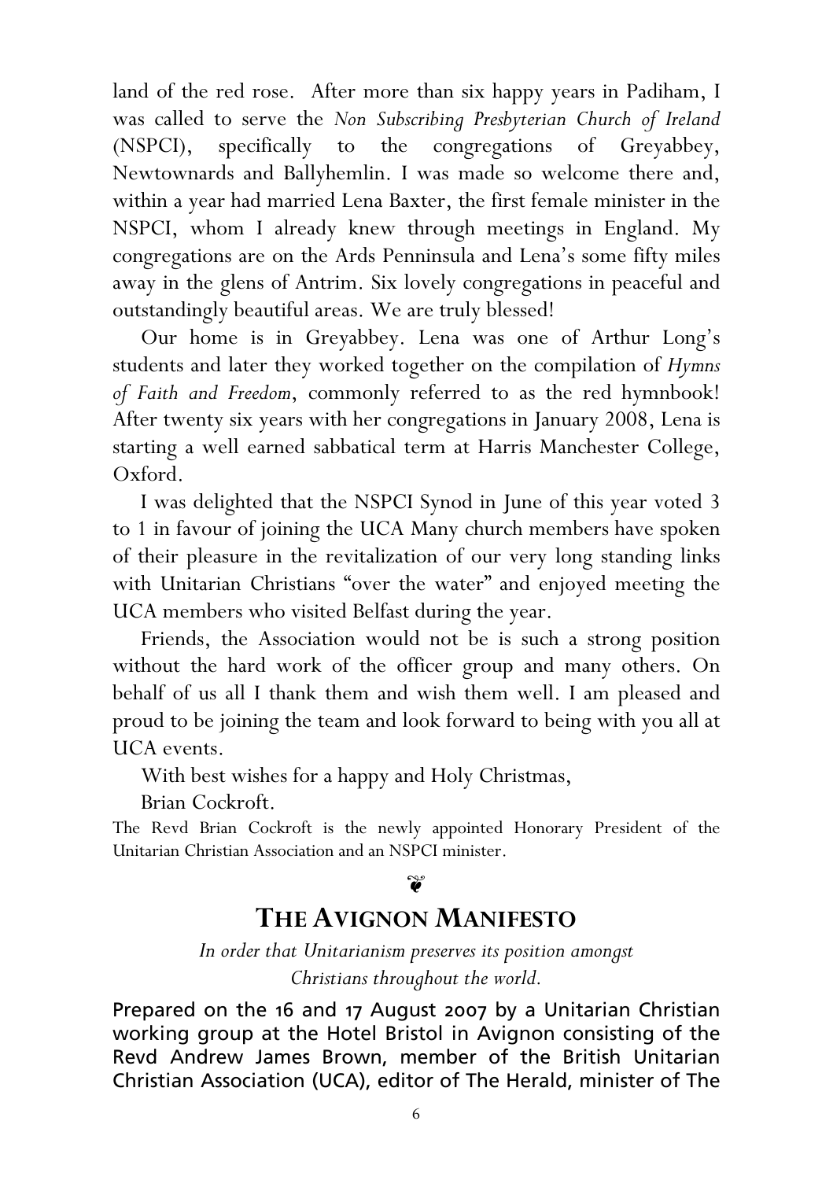land of the red rose. After more than six happy years in Padiham, I was called to serve the *Non Subscribing Presbyterian Church of Ireland* (NSPCI), specifically to the congregations of Greyabbey, Newtownards and Ballyhemlin. I was made so welcome there and, within a year had married Lena Baxter, the first female minister in the NSPCI, whom I already knew through meetings in England. My congregations are on the Ards Penninsula and Lena's some fifty miles away in the glens of Antrim. Six lovely congregations in peaceful and outstandingly beautiful areas. We are truly blessed!

Our home is in Greyabbey. Lena was one of Arthur Long's students and later they worked together on the compilation of *Hymns of Faith and Freedom*, commonly referred to as the red hymnbook! After twenty six years with her congregations in January 2008, Lena is starting a well earned sabbatical term at Harris Manchester College, Oxford.

I was delighted that the NSPCI Synod in June of this year voted 3 to 1 in favour of joining the UCA Many church members have spoken of their pleasure in the revitalization of our very long standing links with Unitarian Christians "over the water" and enjoyed meeting the UCA members who visited Belfast during the year.

Friends, the Association would not be is such a strong position without the hard work of the officer group and many others. On behalf of us all I thank them and wish them well. I am pleased and proud to be joining the team and look forward to being with you all at UCA events.

With best wishes for a happy and Holy Christmas,

Brian Cockroft.

The Revd Brian Cockroft is the newly appointed Honorary President of the Unitarian Christian Association and an NSPCI minister.

❦

## THE AVIGNON MANIFESTO

*In order that Unitarianism preserves its position amongst Christians throughout the world.*

Prepared on the 16 and 17 August 2007 by a Unitarian Christian working group at the Hotel Bristol in Avignon consisting of the Revd Andrew James Brown, member of the British Unitarian Christian Association (UCA), editor of The Herald, minister of The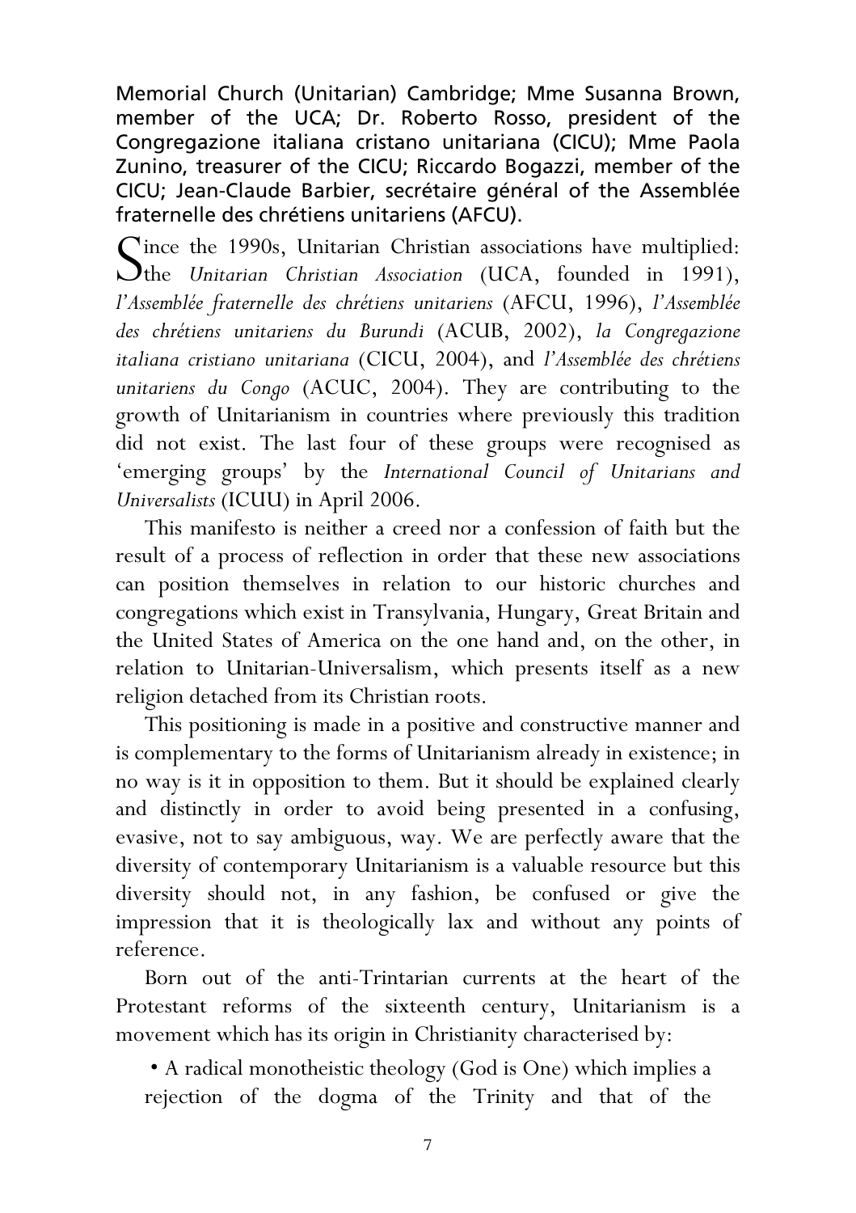Memorial Church (Unitarian) Cambridge; Mme Susanna Brown, member of the UCA; Dr. Roberto Rosso, president of the Congregazione italiana cristano unitariana (CICU); Mme Paola Zunino, treasurer of the CICU; Riccardo Bogazzi, member of the CICU; Jean-Claude Barbier, secrétaire général of the Assemblée fraternelle des chrétiens unitariens (AFCU).

Since the 1990s, Unitarian Christian associations have multiplied: the *Unitarian Christian Association* (UCA, founded in 1991), *l'Assemblée fraternelle des chrétiens unitariens* (AFCU, 1996), *l'Assemblée des chrétiens unitariens du Burundi* (ACUB, 2002), *la Congregazione italiana cristiano unitariana* (CICU, 2004), and *l'Assemblée des chrétiens unitariens du Congo* (ACUC, 2004). They are contributing to the growth of Unitarianism in countries where previously this tradition did not exist. The last four of these groups were recognised as 'emerging groups' by the *International Council of Unitarians and Universalists* (ICUU) in April 2006.

This manifesto is neither a creed nor a confession of faith but the result of a process of reflection in order that these new associations can position themselves in relation to our historic churches and congregations which exist in Transylvania, Hungary, Great Britain and the United States of America on the one hand and, on the other, in relation to Unitarian-Universalism, which presents itself as a new religion detached from its Christian roots.

This positioning is made in a positive and constructive manner and is complementary to the forms of Unitarianism already in existence; in no way is it in opposition to them. But it should be explained clearly and distinctly in order to avoid being presented in a confusing, evasive, not to say ambiguous, way. We are perfectly aware that the diversity of contemporary Unitarianism is a valuable resource but this diversity should not, in any fashion, be confused or give the impression that it is theologically lax and without any points of reference.

Born out of the anti-Trintarian currents at the heart of the Protestant reforms of the sixteenth century, Unitarianism is a movement which has its origin in Christianity characterised by:

- A radical monotheistic theology (God is One) which implies a rejection of the dogma of the Trinity and that of the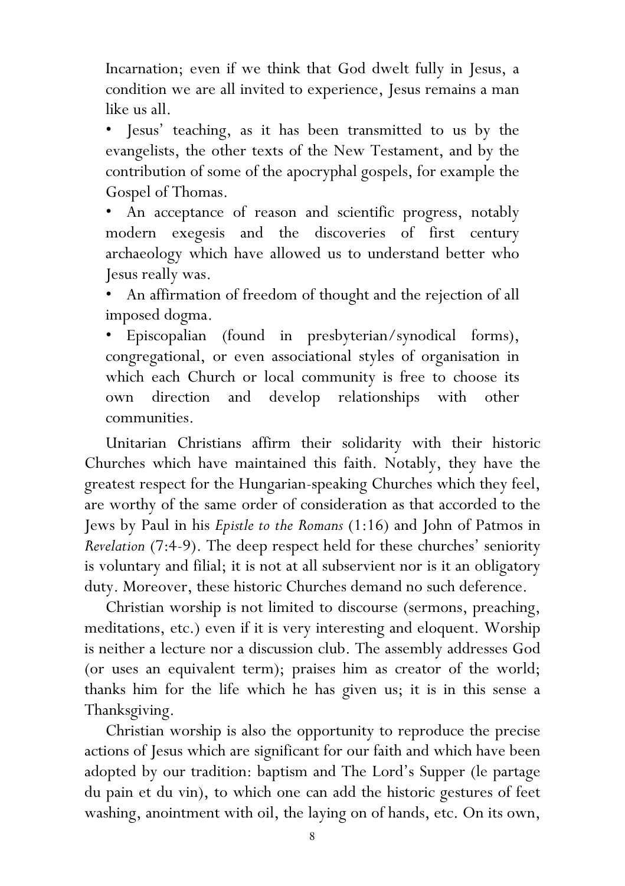Incarnation; even if we think that God dwelt fully in Jesus, a condition we are all invited to experience, Jesus remains a man like us all.

- Jesus' teaching, as it has been transmitted to us by the evangelists, the other texts of the New Testament, and by the contribution of some of the apocryphal gospels, for example the Gospel of Thomas.
- An acceptance of reason and scientific progress, notably modern exegesis and the discoveries of first century archaeology which have allowed us to understand better who Jesus really was.
- An affirmation of freedom of thought and the rejection of all imposed dogma.
- Episcopalian (found in presbyterian/synodical forms), congregational, or even associational styles of organisation in which each Church or local community is free to choose its own direction and develop relationships with other communities.

Unitarian Christians affirm their solidarity with their historic Churches which have maintained this faith. Notably, they have the greatest respect for the Hungarian-speaking Churches which they feel, are worthy of the same order of consideration as that accorded to the Jews by Paul in his *Epistle to the Romans* (1:16) and John of Patmos in *Revelation* (7:4-9). The deep respect held for these churches' seniority is voluntary and filial; it is not at all subservient nor is it an obligatory duty. Moreover, these historic Churches demand no such deference.

Christian worship is not limited to discourse (sermons, preaching, meditations, etc.) even if it is very interesting and eloquent. Worship is neither a lecture nor a discussion club. The assembly addresses God (or uses an equivalent term); praises him as creator of the world; thanks him for the life which he has given us; it is in this sense a Thanksgiving.

Christian worship is also the opportunity to reproduce the precise actions of Jesus which are significant for our faith and which have been adopted by our tradition: baptism and The Lord's Supper (le partage du pain et du vin), to which one can add the historic gestures of feet washing, anointment with oil, the laying on of hands, etc. On its own,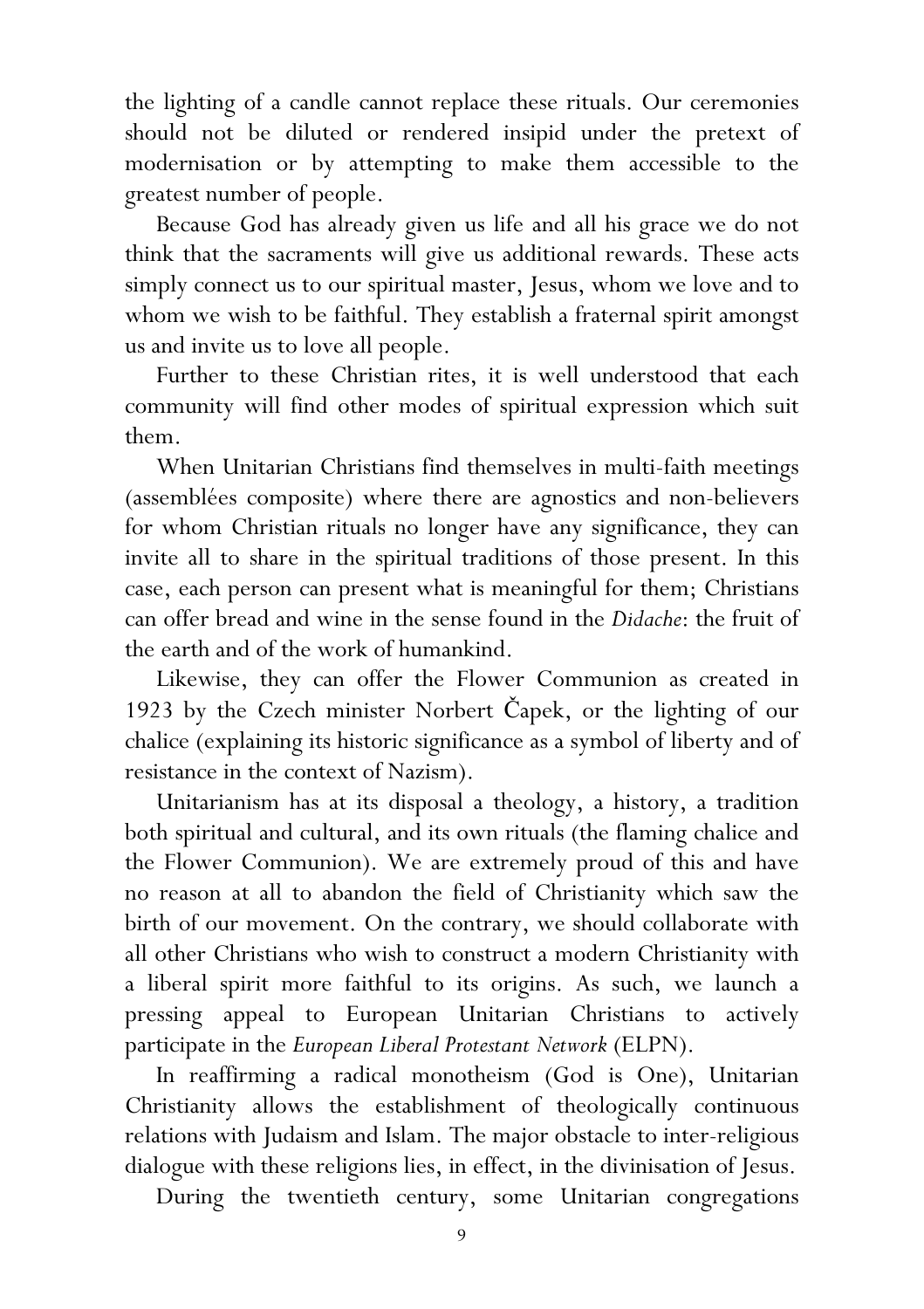the lighting of a candle cannot replace these rituals. Our ceremonies should not be diluted or rendered insipid under the pretext of modernisation or by attempting to make them accessible to the greatest number of people.

Because God has already given us life and all his grace we do not think that the sacraments will give us additional rewards. These acts simply connect us to our spiritual master, Jesus, whom we love and to whom we wish to be faithful. They establish a fraternal spirit amongst us and invite us to love all people.

Further to these Christian rites, it is well understood that each community will find other modes of spiritual expression which suit them.

When Unitarian Christians find themselves in multi-faith meetings (assemblées composite) where there are agnostics and non-believers for whom Christian rituals no longer have any significance, they can invite all to share in the spiritual traditions of those present. In this case, each person can present what is meaningful for them; Christians can offer bread and wine in the sense found in the *Didache*: the fruit of the earth and of the work of humankind.

Likewise, they can offer the Flower Communion as created in 1923 by the Czech minister Norbert Čapek, or the lighting of our chalice (explaining its historic significance as a symbol of liberty and of resistance in the context of Nazism).

Unitarianism has at its disposal a theology, a history, a tradition both spiritual and cultural, and its own rituals (the flaming chalice and the Flower Communion). We are extremely proud of this and have no reason at all to abandon the field of Christianity which saw the birth of our movement. On the contrary, we should collaborate with all other Christians who wish to construct a modern Christianity with a liberal spirit more faithful to its origins. As such, we launch a pressing appeal to European Unitarian Christians to actively participate in the *European Liberal Protestant Network* (ELPN).

In reaffirming a radical monotheism (God is One), Unitarian Christianity allows the establishment of theologically continuous relations with Judaism and Islam. The major obstacle to inter-religious dialogue with these religions lies, in effect, in the divinisation of Jesus.

During the twentieth century, some Unitarian congregations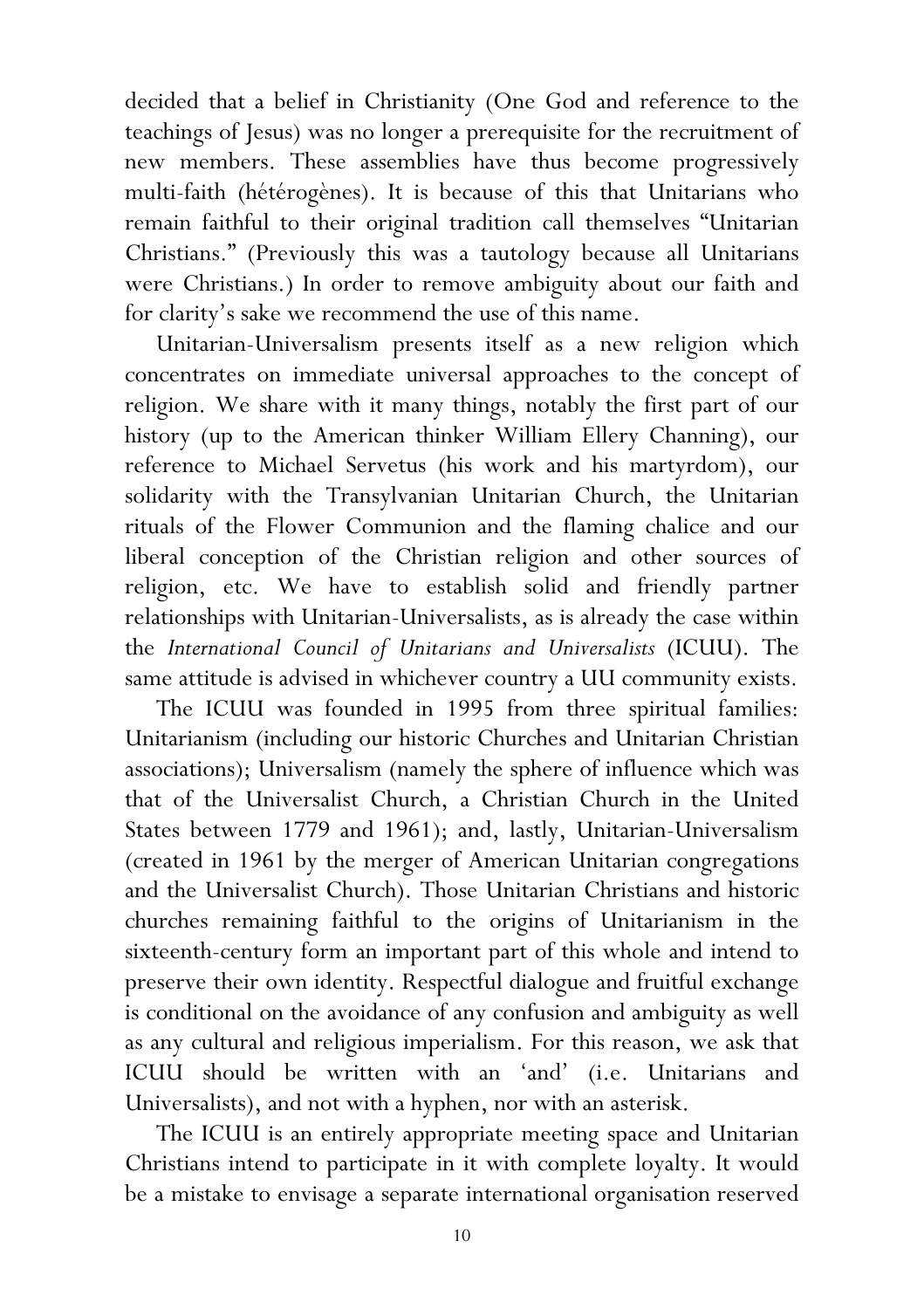decided that a belief in Christianity (One God and reference to the teachings of Jesus) was no longer a prerequisite for the recruitment of new members. These assemblies have thus become progressively multi-faith (hétérogènes). It is because of this that Unitarians who remain faithful to their original tradition call themselves "Unitarian Christians." (Previously this was a tautology because all Unitarians were Christians.) In order to remove ambiguity about our faith and for clarity's sake we recommend the use of this name.

Unitarian-Universalism presents itself as a new religion which concentrates on immediate universal approaches to the concept of religion. We share with it many things, notably the first part of our history (up to the American thinker William Ellery Channing), our reference to Michael Servetus (his work and his martyrdom), our solidarity with the Transylvanian Unitarian Church, the Unitarian rituals of the Flower Communion and the flaming chalice and our liberal conception of the Christian religion and other sources of religion, etc. We have to establish solid and friendly partner relationships with Unitarian-Universalists, as is already the case within the *International Council of Unitarians and Universalists* (ICUU). The same attitude is advised in whichever country a UU community exists.

The ICUU was founded in 1995 from three spiritual families: Unitarianism (including our historic Churches and Unitarian Christian associations); Universalism (namely the sphere of influence which was that of the Universalist Church, a Christian Church in the United States between 1779 and 1961); and, lastly, Unitarian-Universalism (created in 1961 by the merger of American Unitarian congregations and the Universalist Church). Those Unitarian Christians and historic churches remaining faithful to the origins of Unitarianism in the sixteenth-century form an important part of this whole and intend to preserve their own identity. Respectful dialogue and fruitful exchange is conditional on the avoidance of any confusion and ambiguity as well as any cultural and religious imperialism. For this reason, we ask that ICUU should be written with an 'and' (i.e. Unitarians and Universalists), and not with a hyphen, nor with an asterisk.

The ICUU is an entirely appropriate meeting space and Unitarian Christians intend to participate in it with complete loyalty. It would be a mistake to envisage a separate international organisation reserved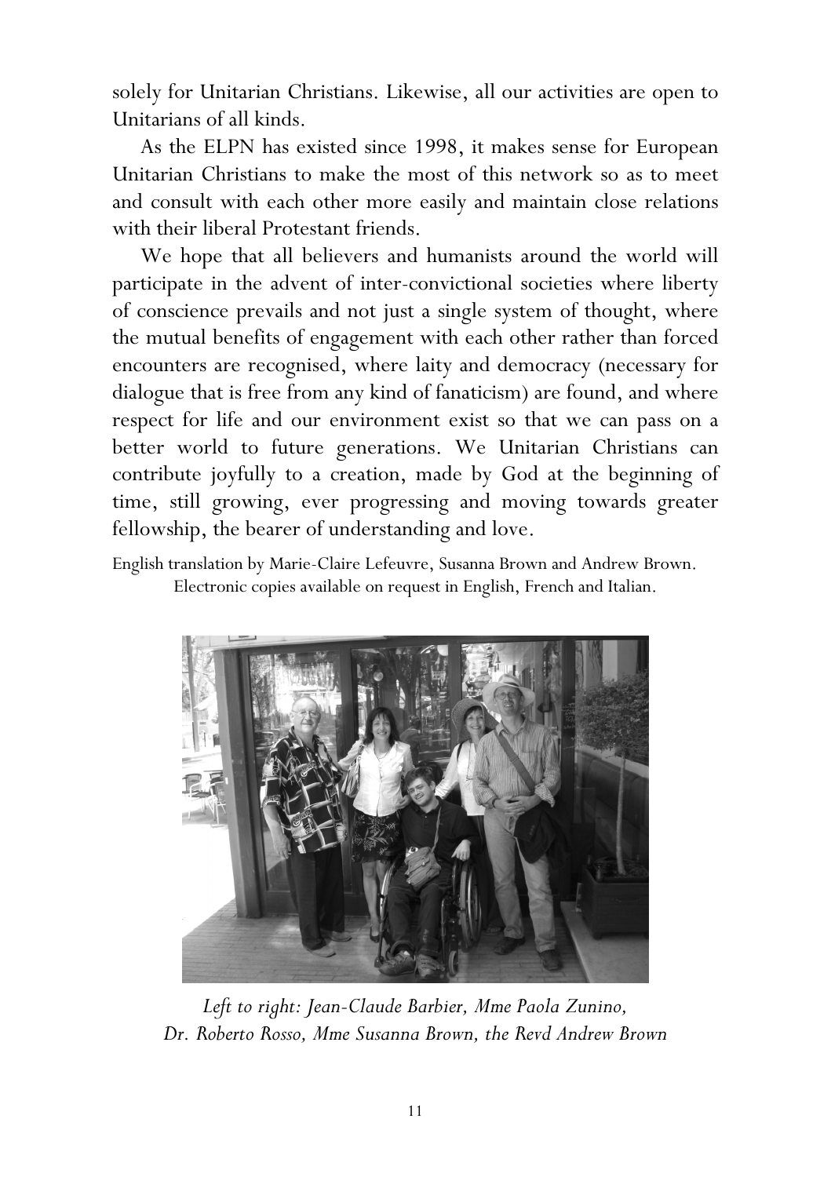solely for Unitarian Christians. Likewise, all our activities are open to Unitarians of all kinds.

As the ELPN has existed since 1998, it makes sense for European Unitarian Christians to make the most of this network so as to meet and consult with each other more easily and maintain close relations with their liberal Protestant friends.

We hope that all believers and humanists around the world will participate in the advent of inter-convictional societies where liberty of conscience prevails and not just a single system of thought, where the mutual benefits of engagement with each other rather than forced encounters are recognised, where laity and democracy (necessary for dialogue that is free from any kind of fanaticism) are found, and where respect for life and our environment exist so that we can pass on a better world to future generations. We Unitarian Christians can contribute joyfully to a creation, made by God at the beginning of time, still growing, ever progressing and moving towards greater fellowship, the bearer of understanding and love.

English translation by Marie-Claire Lefeuvre, Susanna Brown and Andrew Brown.
Electronic copies available on request in English, French and Italian.

*Left to right: Jean-Claude Barbier, Mme Paola Zunino, Dr. Roberto Rosso, Mme Susanna Brown, the Revd Andrew Brown*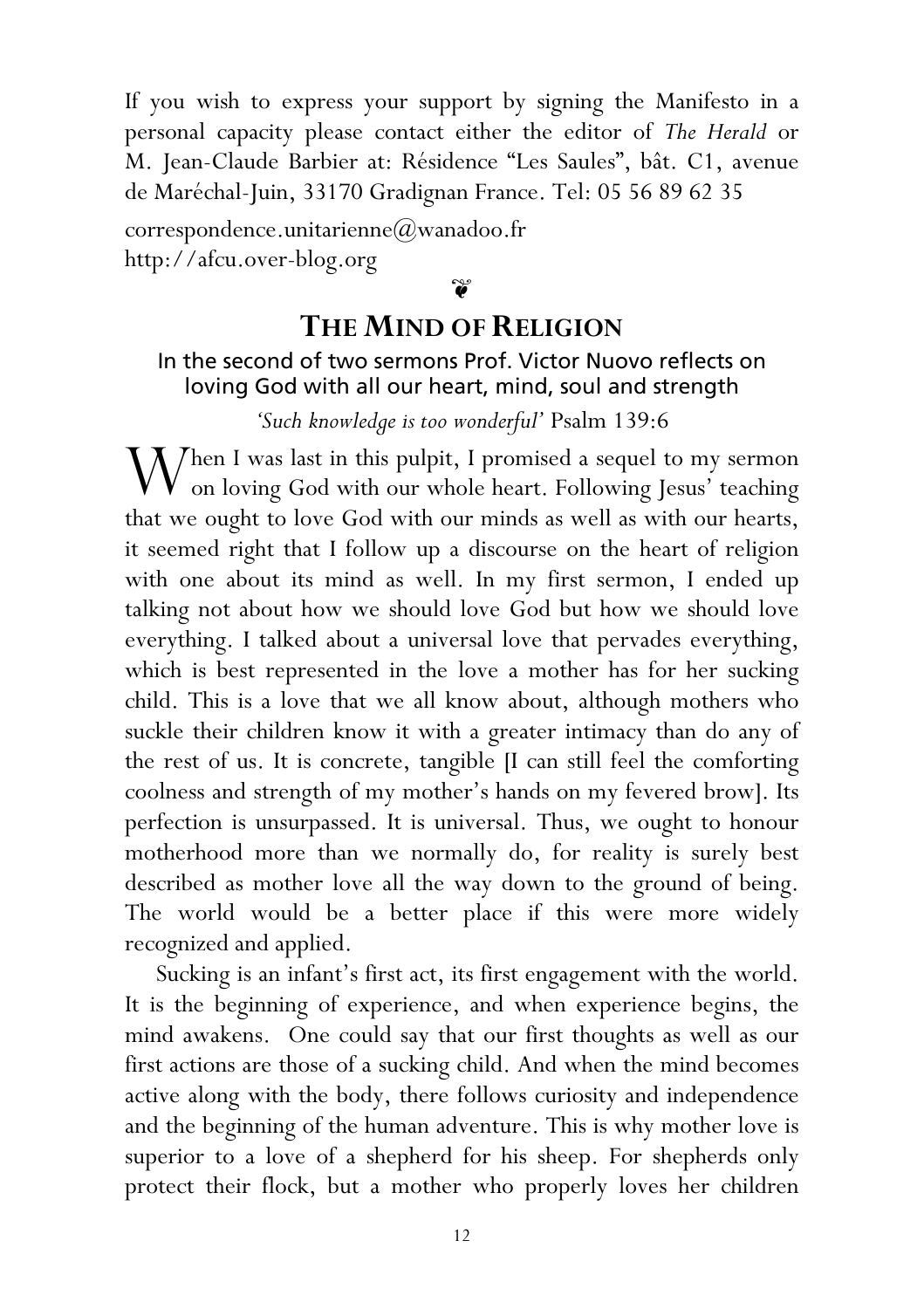If you wish to express your support by signing the Manifesto in a personal capacity please contact either the editor of *The Herald* or M. Jean-Claude Barbier at: Résidence "Les Saules", bât. C1, avenue de Maréchal-Juin, 33170 Gradignan France. Tel: 05 56 89 62 35

correspondence.unitarienne@wanadoo.fr
http://afcu.over-blog.org

❦

## THE MIND OF RELIGION

In the second of two sermons Prof. Victor Nuovo reflects on loving God with all our heart, mind, soul and strength

*'Such knowledge is too wonderful'* Psalm 139:6

When I was last in this pulpit, I promised a sequel to my sermon on loving God with our whole heart. Following Jesus' teaching that we ought to love God with our minds as well as with our hearts, it seemed right that I follow up a discourse on the heart of religion with one about its mind as well. In my first sermon, I ended up talking not about how we should love God but how we should love everything. I talked about a universal love that pervades everything, which is best represented in the love a mother has for her sucking child. This is a love that we all know about, although mothers who suckle their children know it with a greater intimacy than do any of the rest of us. It is concrete, tangible [I can still feel the comforting coolness and strength of my mother's hands on my fevered brow]. Its perfection is unsurpassed. It is universal. Thus, we ought to honour motherhood more than we normally do, for reality is surely best described as mother love all the way down to the ground of being. The world would be a better place if this were more widely recognized and applied.

Sucking is an infant's first act, its first engagement with the world. It is the beginning of experience, and when experience begins, the mind awakens. One could say that our first thoughts as well as our first actions are those of a sucking child. And when the mind becomes active along with the body, there follows curiosity and independence and the beginning of the human adventure. This is why mother love is superior to a love of a shepherd for his sheep. For shepherds only protect their flock, but a mother who properly loves her children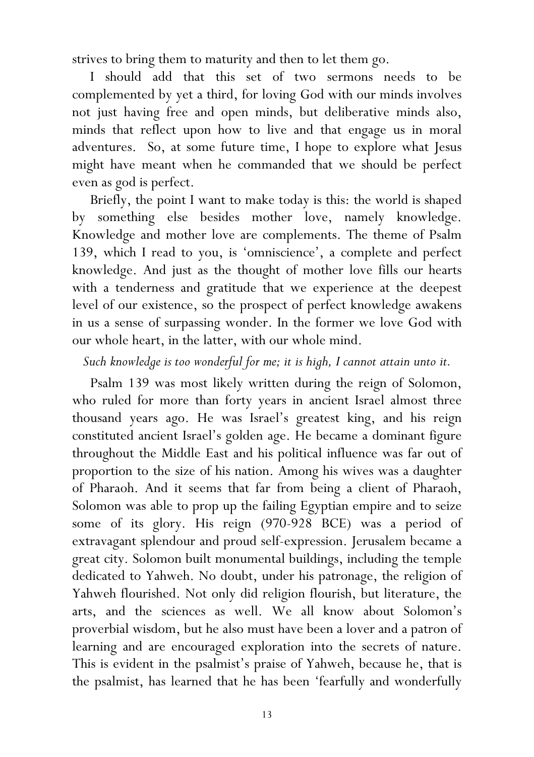strives to bring them to maturity and then to let them go.

I should add that this set of two sermons needs to be complemented by yet a third, for loving God with our minds involves not just having free and open minds, but deliberative minds also, minds that reflect upon how to live and that engage us in moral adventures. So, at some future time, I hope to explore what Jesus might have meant when he commanded that we should be perfect even as god is perfect.

Briefly, the point I want to make today is this: the world is shaped by something else besides mother love, namely knowledge. Knowledge and mother love are complements. The theme of Psalm 139, which I read to you, is 'omniscience', a complete and perfect knowledge. And just as the thought of mother love fills our hearts with a tenderness and gratitude that we experience at the deepest level of our existence, so the prospect of perfect knowledge awakens in us a sense of surpassing wonder. In the former we love God with our whole heart, in the latter, with our whole mind.

*Such knowledge is too wonderful for me; it is high, I cannot attain unto it.*

Psalm 139 was most likely written during the reign of Solomon, who ruled for more than forty years in ancient Israel almost three thousand years ago. He was Israel's greatest king, and his reign constituted ancient Israel's golden age. He became a dominant figure throughout the Middle East and his political influence was far out of proportion to the size of his nation. Among his wives was a daughter of Pharaoh. And it seems that far from being a client of Pharaoh, Solomon was able to prop up the failing Egyptian empire and to seize some of its glory. His reign (970-928 BCE) was a period of extravagant splendour and proud self-expression. Jerusalem became a great city. Solomon built monumental buildings, including the temple dedicated to Yahweh. No doubt, under his patronage, the religion of Yahweh flourished. Not only did religion flourish, but literature, the arts, and the sciences as well. We all know about Solomon's proverbial wisdom, but he also must have been a lover and a patron of learning and are encouraged exploration into the secrets of nature. This is evident in the psalmist's praise of Yahweh, because he, that is the psalmist, has learned that he has been 'fearfully and wonderfully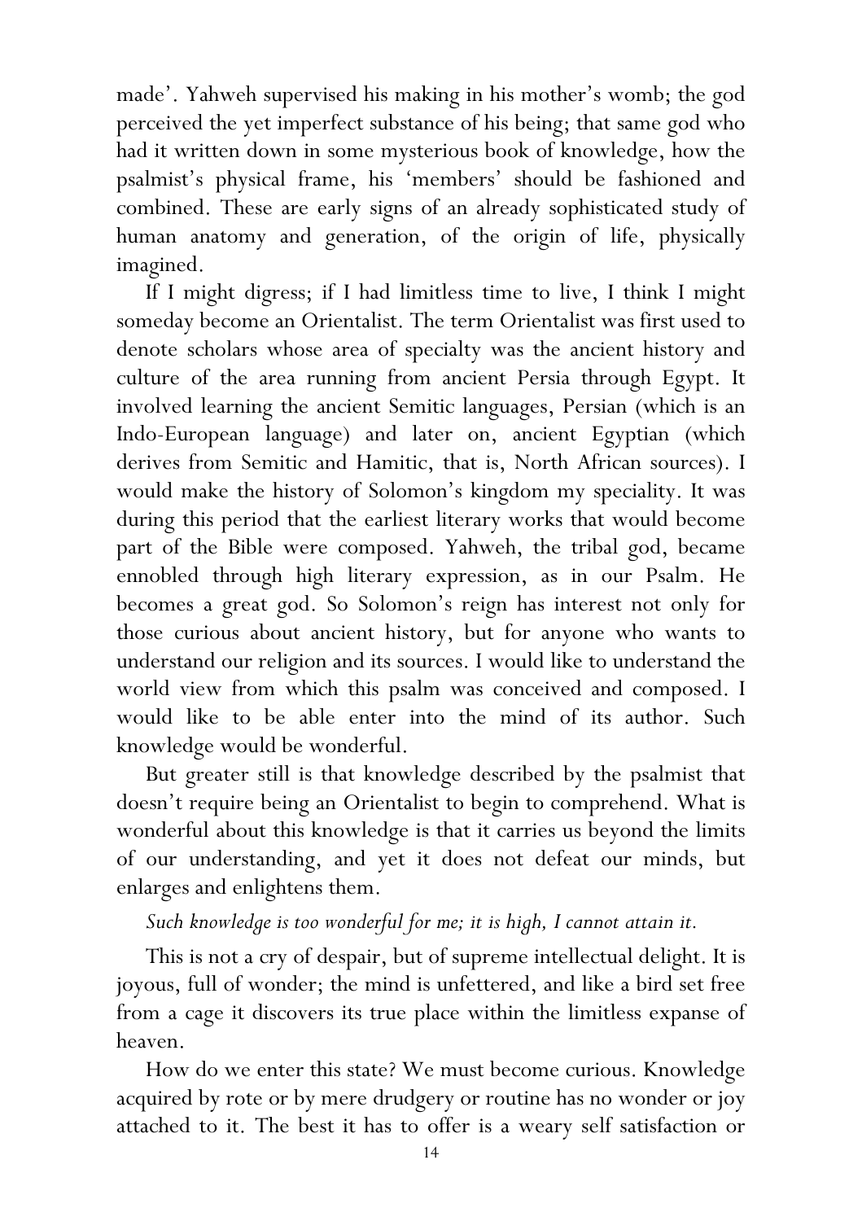made'. Yahweh supervised his making in his mother's womb; the god perceived the yet imperfect substance of his being; that same god who had it written down in some mysterious book of knowledge, how the psalmist's physical frame, his 'members' should be fashioned and combined. These are early signs of an already sophisticated study of human anatomy and generation, of the origin of life, physically imagined.

If I might digress; if I had limitless time to live, I think I might someday become an Orientalist. The term Orientalist was first used to denote scholars whose area of specialty was the ancient history and culture of the area running from ancient Persia through Egypt. It involved learning the ancient Semitic languages, Persian (which is an Indo-European language) and later on, ancient Egyptian (which derives from Semitic and Hamitic, that is, North African sources). I would make the history of Solomon's kingdom my speciality. It was during this period that the earliest literary works that would become part of the Bible were composed. Yahweh, the tribal god, became ennobled through high literary expression, as in our Psalm. He becomes a great god. So Solomon's reign has interest not only for those curious about ancient history, but for anyone who wants to understand our religion and its sources. I would like to understand the world view from which this psalm was conceived and composed. I would like to be able enter into the mind of its author. Such knowledge would be wonderful.

But greater still is that knowledge described by the psalmist that doesn't require being an Orientalist to begin to comprehend. What is wonderful about this knowledge is that it carries us beyond the limits of our understanding, and yet it does not defeat our minds, but enlarges and enlightens them.

*Such knowledge is too wonderful for me; it is high, I cannot attain it.*

This is not a cry of despair, but of supreme intellectual delight. It is joyous, full of wonder; the mind is unfettered, and like a bird set free from a cage it discovers its true place within the limitless expanse of heaven.

How do we enter this state? We must become curious. Knowledge acquired by rote or by mere drudgery or routine has no wonder or joy attached to it. The best it has to offer is a weary self satisfaction or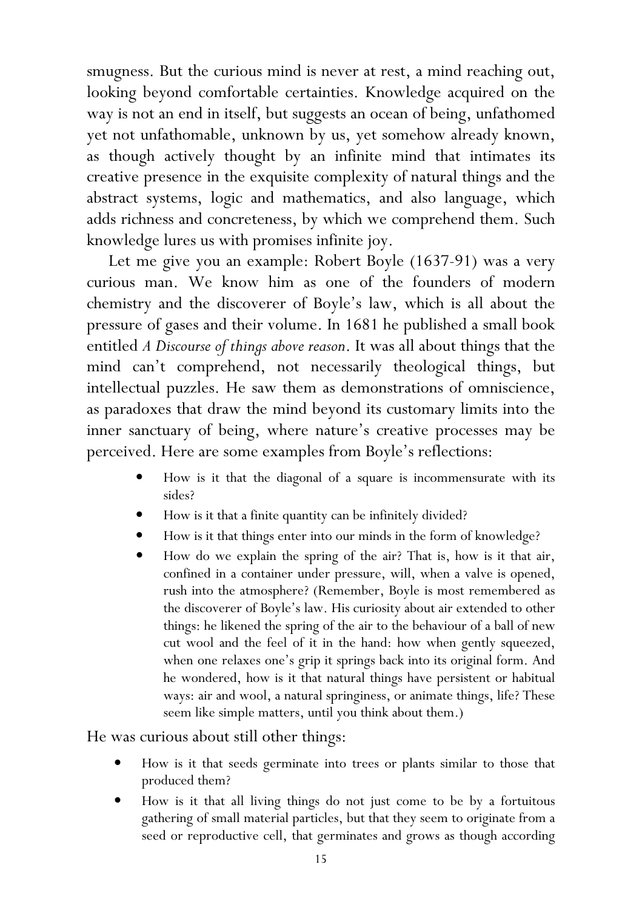smugness. But the curious mind is never at rest, a mind reaching out, looking beyond comfortable certainties. Knowledge acquired on the way is not an end in itself, but suggests an ocean of being, unfathomed yet not unfathomable, unknown by us, yet somehow already known, as though actively thought by an infinite mind that intimates its creative presence in the exquisite complexity of natural things and the abstract systems, logic and mathematics, and also language, which adds richness and concreteness, by which we comprehend them. Such knowledge lures us with promises infinite joy.

Let me give you an example: Robert Boyle (1637-91) was a very curious man. We know him as one of the founders of modern chemistry and the discoverer of Boyle's law, which is all about the pressure of gases and their volume. In 1681 he published a small book entitled *A Discourse of things above reason*. It was all about things that the mind can't comprehend, not necessarily theological things, but intellectual puzzles. He saw them as demonstrations of omniscience, as paradoxes that draw the mind beyond its customary limits into the inner sanctuary of being, where nature's creative processes may be perceived. Here are some examples from Boyle's reflections:

- How is it that the diagonal of a square is incommensurate with its sides?
- How is it that a finite quantity can be infinitely divided?
- How is it that things enter into our minds in the form of knowledge?
- How do we explain the spring of the air? That is, how is it that air, confined in a container under pressure, will, when a valve is opened, rush into the atmosphere? (Remember, Boyle is most remembered as the discoverer of Boyle's law. His curiosity about air extended to other things: he likened the spring of the air to the behaviour of a ball of new cut wool and the feel of it in the hand: how when gently squeezed, when one relaxes one's grip it springs back into its original form. And he wondered, how is it that natural things have persistent or habitual ways: air and wool, a natural springiness, or animate things, life? These seem like simple matters, until you think about them.)

He was curious about still other things:

- How is it that seeds germinate into trees or plants similar to those that produced them?
- How is it that all living things do not just come to be by a fortuitous gathering of small material particles, but that they seem to originate from a seed or reproductive cell, that germinates and grows as though according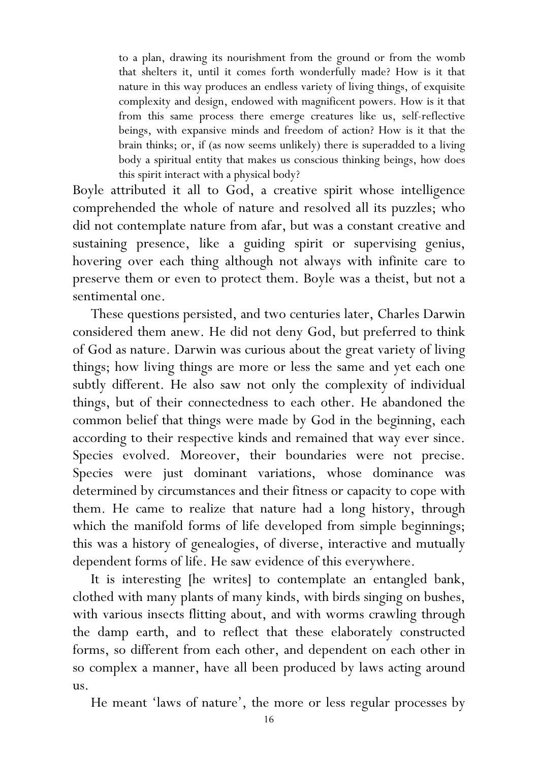> to a plan, drawing its nourishment from the ground or from the womb that shelters it, until it comes forth wonderfully made? How is it that nature in this way produces an endless variety of living things, of exquisite complexity and design, endowed with magnificent powers. How is it that from this same process there emerge creatures like us, self-reflective beings, with expansive minds and freedom of action? How is it that the brain thinks; or, if (as now seems unlikely) there is superadded to a living body a spiritual entity that makes us conscious thinking beings, how does this spirit interact with a physical body?

Boyle attributed it all to God, a creative spirit whose intelligence comprehended the whole of nature and resolved all its puzzles; who did not contemplate nature from afar, but was a constant creative and sustaining presence, like a guiding spirit or supervising genius, hovering over each thing although not always with infinite care to preserve them or even to protect them. Boyle was a theist, but not a sentimental one.

These questions persisted, and two centuries later, Charles Darwin considered them anew. He did not deny God, but preferred to think of God as nature. Darwin was curious about the great variety of living things; how living things are more or less the same and yet each one subtly different. He also saw not only the complexity of individual things, but of their connectedness to each other. He abandoned the common belief that things were made by God in the beginning, each according to their respective kinds and remained that way ever since. Species evolved. Moreover, their boundaries were not precise. Species were just dominant variations, whose dominance was determined by circumstances and their fitness or capacity to cope with them. He came to realize that nature had a long history, through which the manifold forms of life developed from simple beginnings; this was a history of genealogies, of diverse, interactive and mutually dependent forms of life. He saw evidence of this everywhere.

It is interesting [he writes] to contemplate an entangled bank, clothed with many plants of many kinds, with birds singing on bushes, with various insects flitting about, and with worms crawling through the damp earth, and to reflect that these elaborately constructed forms, so different from each other, and dependent on each other in so complex a manner, have all been produced by laws acting around us.

He meant 'laws of nature', the more or less regular processes by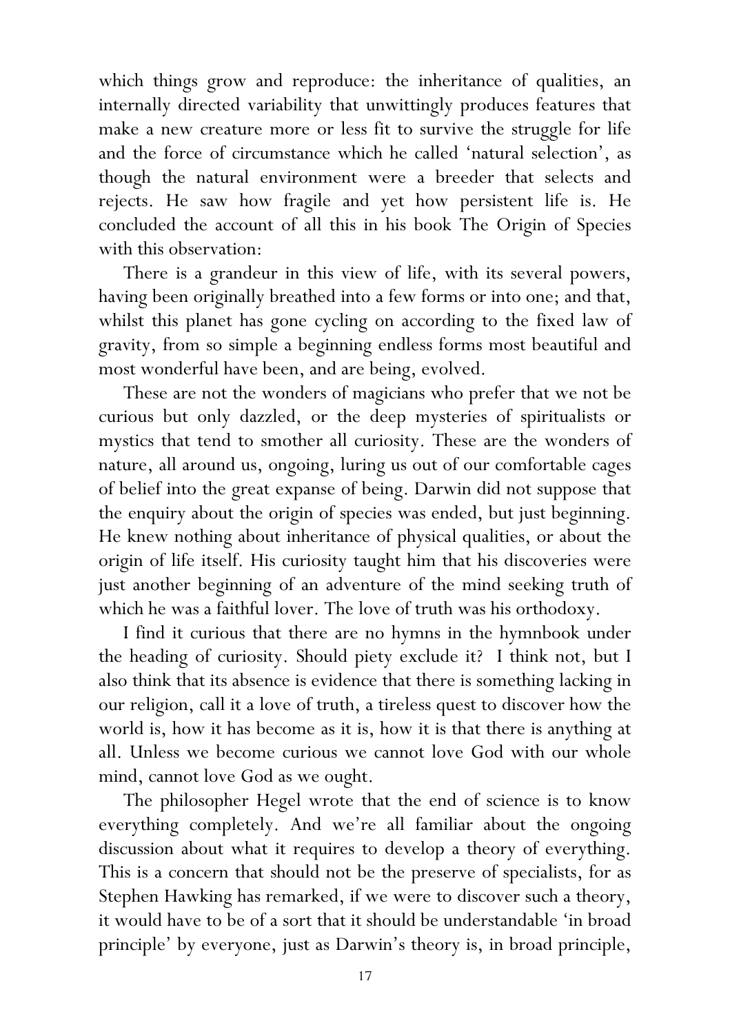which things grow and reproduce: the inheritance of qualities, an internally directed variability that unwittingly produces features that make a new creature more or less fit to survive the struggle for life and the force of circumstance which he called 'natural selection', as though the natural environment were a breeder that selects and rejects. He saw how fragile and yet how persistent life is. He concluded the account of all this in his book The Origin of Species with this observation:

There is a grandeur in this view of life, with its several powers, having been originally breathed into a few forms or into one; and that, whilst this planet has gone cycling on according to the fixed law of gravity, from so simple a beginning endless forms most beautiful and most wonderful have been, and are being, evolved.

These are not the wonders of magicians who prefer that we not be curious but only dazzled, or the deep mysteries of spiritualists or mystics that tend to smother all curiosity. These are the wonders of nature, all around us, ongoing, luring us out of our comfortable cages of belief into the great expanse of being. Darwin did not suppose that the enquiry about the origin of species was ended, but just beginning. He knew nothing about inheritance of physical qualities, or about the origin of life itself. His curiosity taught him that his discoveries were just another beginning of an adventure of the mind seeking truth of which he was a faithful lover. The love of truth was his orthodoxy.

I find it curious that there are no hymns in the hymnbook under the heading of curiosity. Should piety exclude it? I think not, but I also think that its absence is evidence that there is something lacking in our religion, call it a love of truth, a tireless quest to discover how the world is, how it has become as it is, how it is that there is anything at all. Unless we become curious we cannot love God with our whole mind, cannot love God as we ought.

The philosopher Hegel wrote that the end of science is to know everything completely. And we're all familiar about the ongoing discussion about what it requires to develop a theory of everything. This is a concern that should not be the preserve of specialists, for as Stephen Hawking has remarked, if we were to discover such a theory, it would have to be of a sort that it should be understandable 'in broad principle' by everyone, just as Darwin's theory is, in broad principle,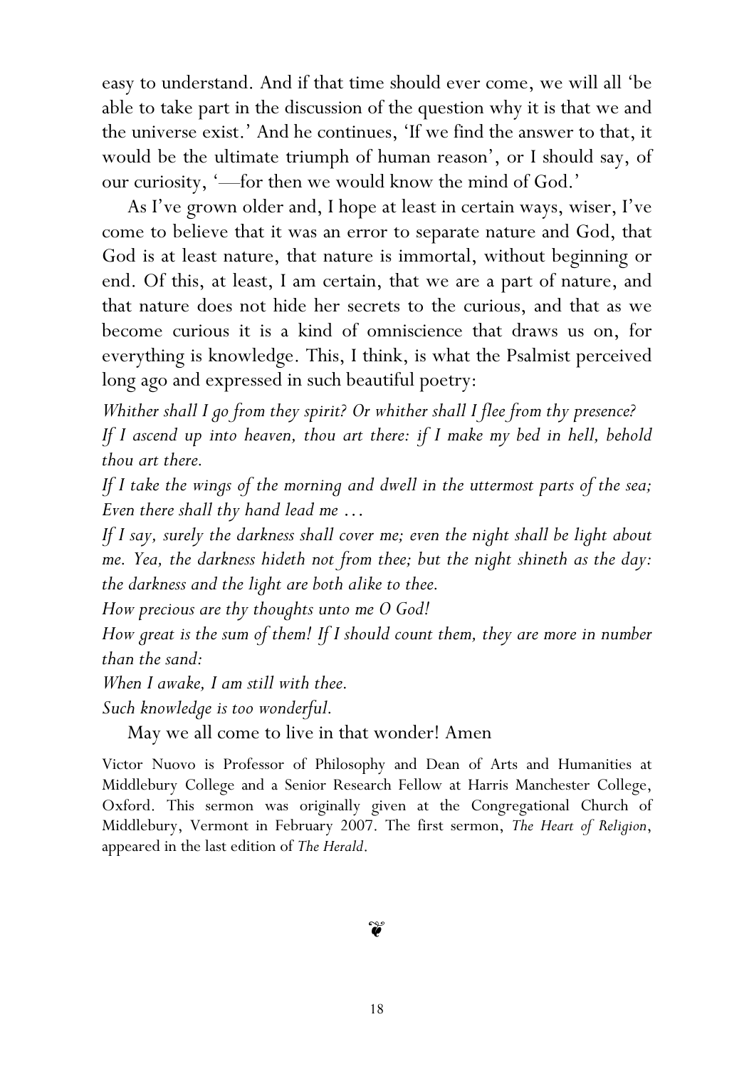easy to understand. And if that time should ever come, we will all 'be able to take part in the discussion of the question why it is that we and the universe exist.' And he continues, 'If we find the answer to that, it would be the ultimate triumph of human reason', or I should say, of our curiosity, '—for then we would know the mind of God.'

As I've grown older and, I hope at least in certain ways, wiser, I've come to believe that it was an error to separate nature and God, that God is at least nature, that nature is immortal, without beginning or end. Of this, at least, I am certain, that we are a part of nature, and that nature does not hide her secrets to the curious, and that as we become curious it is a kind of omniscience that draws us on, for everything is knowledge. This, I think, is what the Psalmist perceived long ago and expressed in such beautiful poetry:

*Whither shall I go from they spirit? Or whither shall I flee from thy presence?*
*If I ascend up into heaven, thou art there: if I make my bed in hell, behold thou art there.*
*If I take the wings of the morning and dwell in the uttermost parts of the sea; Even there shall thy hand lead me …*
*If I say, surely the darkness shall cover me; even the night shall be light about me. Yea, the darkness hideth not from thee; but the night shineth as the day: the darkness and the light are both alike to thee.*
*How precious are thy thoughts unto me O God!*
*How great is the sum of them! If I should count them, they are more in number than the sand:*
*When I awake, I am still with thee.*
*Such knowledge is too wonderful.*

May we all come to live in that wonder! Amen

Victor Nuovo is Professor of Philosophy and Dean of Arts and Humanities at Middlebury College and a Senior Research Fellow at Harris Manchester College, Oxford. This sermon was originally given at the Congregational Church of Middlebury, Vermont in February 2007. The first sermon, *The Heart of Religion*, appeared in the last edition of *The Herald*.

❦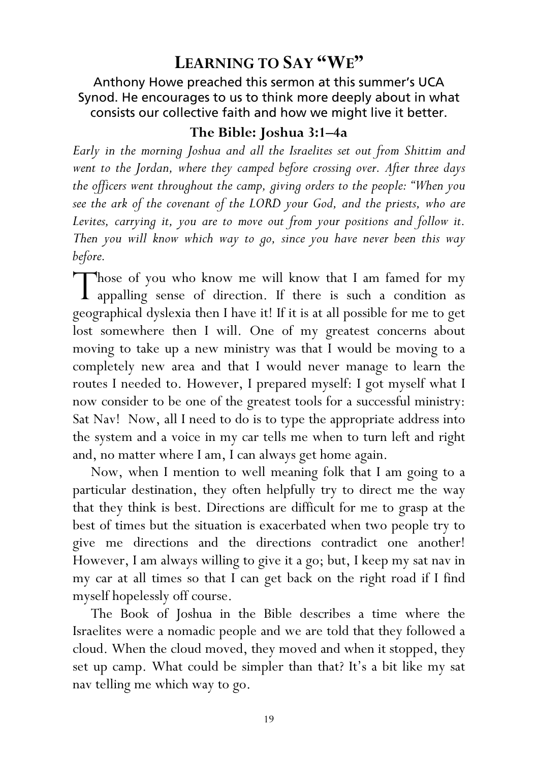# Learning to Say "We"

Anthony Howe preached this sermon at this summer's UCA Synod. He encourages to us to think more deeply about in what consists our collective faith and how we might live it better.

### The Bible: Joshua 3:1–4a

*Early in the morning Joshua and all the Israelites set out from Shittim and went to the Jordan, where they camped before crossing over. After three days the officers went throughout the camp, giving orders to the people: "When you see the ark of the covenant of the LORD your God, and the priests, who are Levites, carrying it, you are to move out from your positions and follow it. Then you will know which way to go, since you have never been this way before.*

Those of you who know me will know that I am famed for my appalling sense of direction. If there is such a condition as geographical dyslexia then I have it! If it is at all possible for me to get lost somewhere then I will. One of my greatest concerns about moving to take up a new ministry was that I would be moving to a completely new area and that I would never manage to learn the routes I needed to. However, I prepared myself: I got myself what I now consider to be one of the greatest tools for a successful ministry: Sat Nav! Now, all I need to do is to type the appropriate address into the system and a voice in my car tells me when to turn left and right and, no matter where I am, I can always get home again.

Now, when I mention to well meaning folk that I am going to a particular destination, they often helpfully try to direct me the way that they think is best. Directions are difficult for me to grasp at the best of times but the situation is exacerbated when two people try to give me directions and the directions contradict one another! However, I am always willing to give it a go; but, I keep my sat nav in my car at all times so that I can get back on the right road if I find myself hopelessly off course.

The Book of Joshua in the Bible describes a time where the Israelites were a nomadic people and we are told that they followed a cloud. When the cloud moved, they moved and when it stopped, they set up camp. What could be simpler than that? It's a bit like my sat nav telling me which way to go.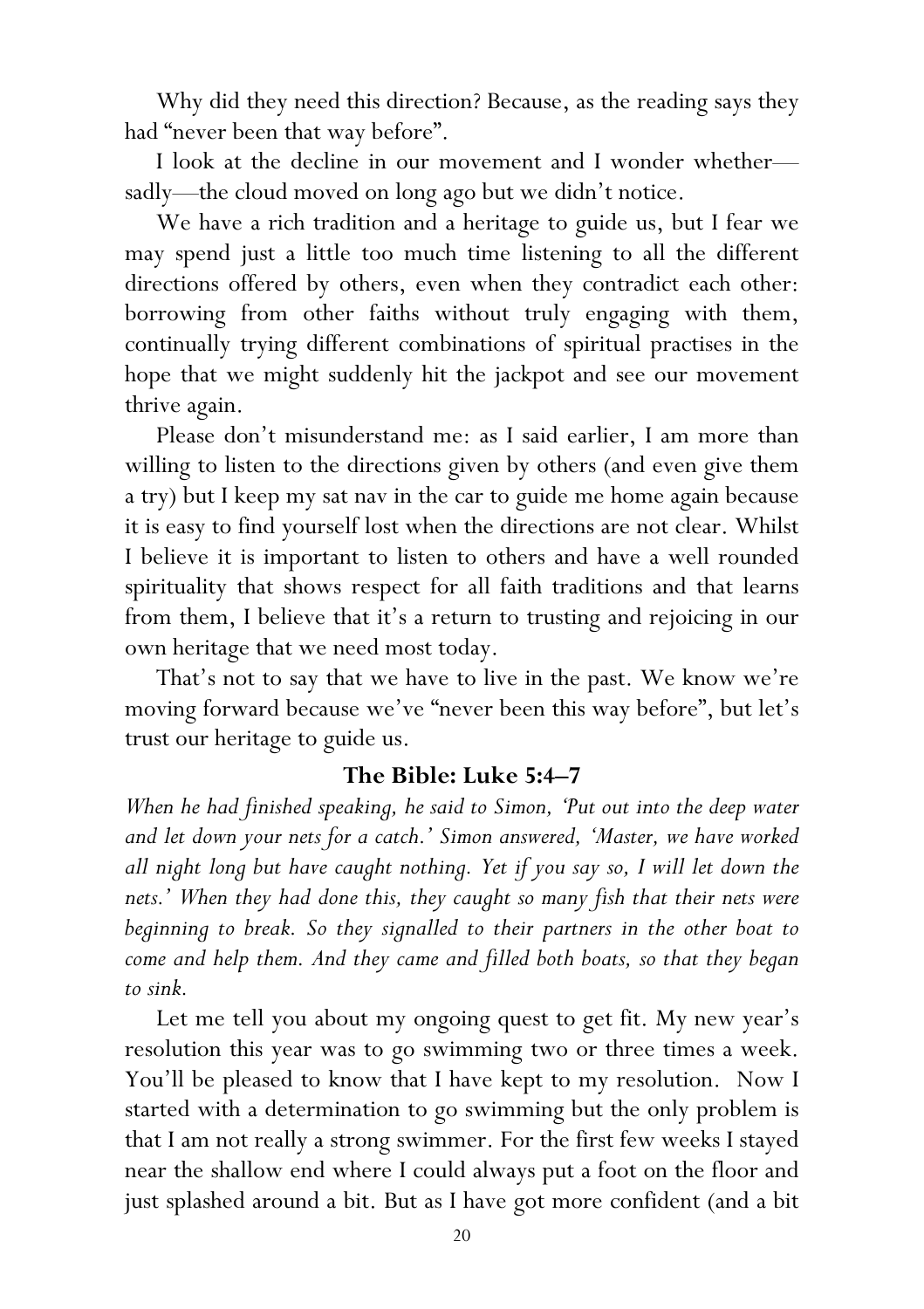Why did they need this direction? Because, as the reading says they had "never been that way before".

I look at the decline in our movement and I wonder whether—sadly—the cloud moved on long ago but we didn't notice.

We have a rich tradition and a heritage to guide us, but I fear we may spend just a little too much time listening to all the different directions offered by others, even when they contradict each other: borrowing from other faiths without truly engaging with them, continually trying different combinations of spiritual practises in the hope that we might suddenly hit the jackpot and see our movement thrive again.

Please don't misunderstand me: as I said earlier, I am more than willing to listen to the directions given by others (and even give them a try) but I keep my sat nav in the car to guide me home again because it is easy to find yourself lost when the directions are not clear. Whilst I believe it is important to listen to others and have a well rounded spirituality that shows respect for all faith traditions and that learns from them, I believe that it's a return to trusting and rejoicing in our own heritage that we need most today.

That's not to say that we have to live in the past. We know we're moving forward because we've "never been this way before", but let's trust our heritage to guide us.

### The Bible: Luke 5:4–7

*When he had finished speaking, he said to Simon, 'Put out into the deep water and let down your nets for a catch.' Simon answered, 'Master, we have worked all night long but have caught nothing. Yet if you say so, I will let down the nets.' When they had done this, they caught so many fish that their nets were beginning to break. So they signalled to their partners in the other boat to come and help them. And they came and filled both boats, so that they began to sink.*

Let me tell you about my ongoing quest to get fit. My new year's resolution this year was to go swimming two or three times a week. You'll be pleased to know that I have kept to my resolution. Now I started with a determination to go swimming but the only problem is that I am not really a strong swimmer. For the first few weeks I stayed near the shallow end where I could always put a foot on the floor and just splashed around a bit. But as I have got more confident (and a bit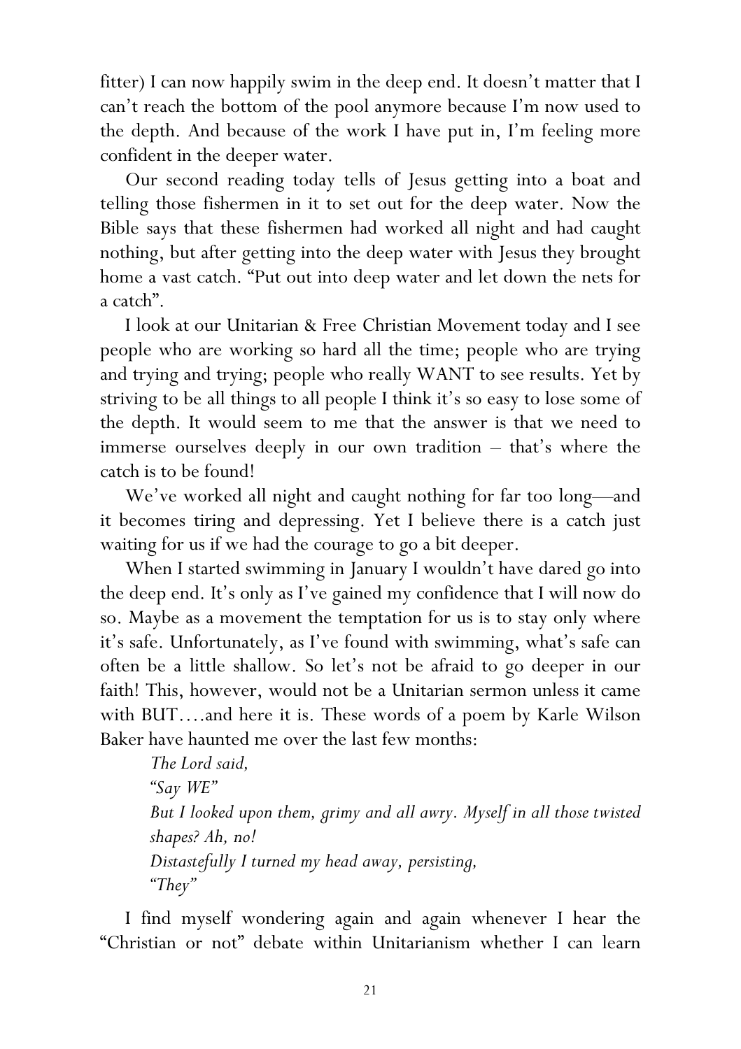fitter) I can now happily swim in the deep end. It doesn't matter that I can't reach the bottom of the pool anymore because I'm now used to the depth. And because of the work I have put in, I'm feeling more confident in the deeper water.

Our second reading today tells of Jesus getting into a boat and telling those fishermen in it to set out for the deep water. Now the Bible says that these fishermen had worked all night and had caught nothing, but after getting into the deep water with Jesus they brought home a vast catch. "Put out into deep water and let down the nets for a catch".

I look at our Unitarian & Free Christian Movement today and I see people who are working so hard all the time; people who are trying and trying and trying; people who really WANT to see results. Yet by striving to be all things to all people I think it's so easy to lose some of the depth. It would seem to me that the answer is that we need to immerse ourselves deeply in our own tradition – that's where the catch is to be found!

We've worked all night and caught nothing for far too long—and it becomes tiring and depressing. Yet I believe there is a catch just waiting for us if we had the courage to go a bit deeper.

When I started swimming in January I wouldn't have dared go into the deep end. It's only as I've gained my confidence that I will now do so. Maybe as a movement the temptation for us is to stay only where it's safe. Unfortunately, as I've found with swimming, what's safe can often be a little shallow. So let's not be afraid to go deeper in our faith! This, however, would not be a Unitarian sermon unless it came with BUT….and here it is. These words of a poem by Karle Wilson Baker have haunted me over the last few months:

> *The Lord said,*
> *"Say WE"*
> *But I looked upon them, grimy and all awry. Myself in all those twisted shapes? Ah, no!*
> *Distastefully I turned my head away, persisting,*
> *"They"*

I find myself wondering again and again whenever I hear the "Christian or not" debate within Unitarianism whether I can learn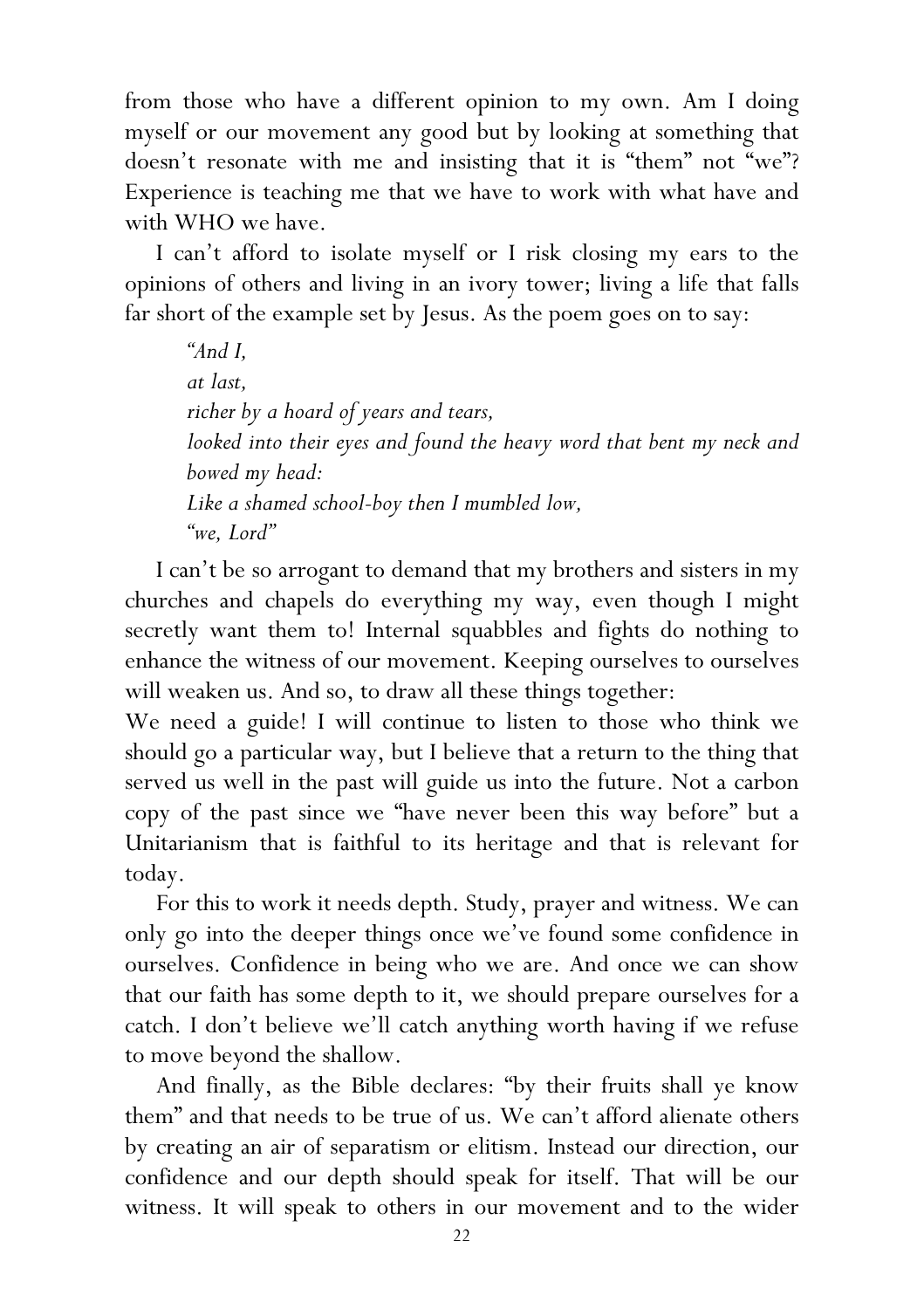from those who have a different opinion to my own. Am I doing myself or our movement any good but by looking at something that doesn't resonate with me and insisting that it is "them" not "we"? Experience is teaching me that we have to work with what have and with WHO we have.

I can't afford to isolate myself or I risk closing my ears to the opinions of others and living in an ivory tower; living a life that falls far short of the example set by Jesus. As the poem goes on to say:

> *"And I,*
> *at last,*
> *richer by a hoard of years and tears,*
> *looked into their eyes and found the heavy word that bent my neck and bowed my head:*
> *Like a shamed school-boy then I mumbled low,*
> *"we, Lord"*

I can't be so arrogant to demand that my brothers and sisters in my churches and chapels do everything my way, even though I might secretly want them to! Internal squabbles and fights do nothing to enhance the witness of our movement. Keeping ourselves to ourselves will weaken us. And so, to draw all these things together:

We need a guide! I will continue to listen to those who think we should go a particular way, but I believe that a return to the thing that served us well in the past will guide us into the future. Not a carbon copy of the past since we "have never been this way before" but a Unitarianism that is faithful to its heritage and that is relevant for today.

For this to work it needs depth. Study, prayer and witness. We can only go into the deeper things once we've found some confidence in ourselves. Confidence in being who we are. And once we can show that our faith has some depth to it, we should prepare ourselves for a catch. I don't believe we'll catch anything worth having if we refuse to move beyond the shallow.

And finally, as the Bible declares: "by their fruits shall ye know them" and that needs to be true of us. We can't afford alienate others by creating an air of separatism or elitism. Instead our direction, our confidence and our depth should speak for itself. That will be our witness. It will speak to others in our movement and to the wider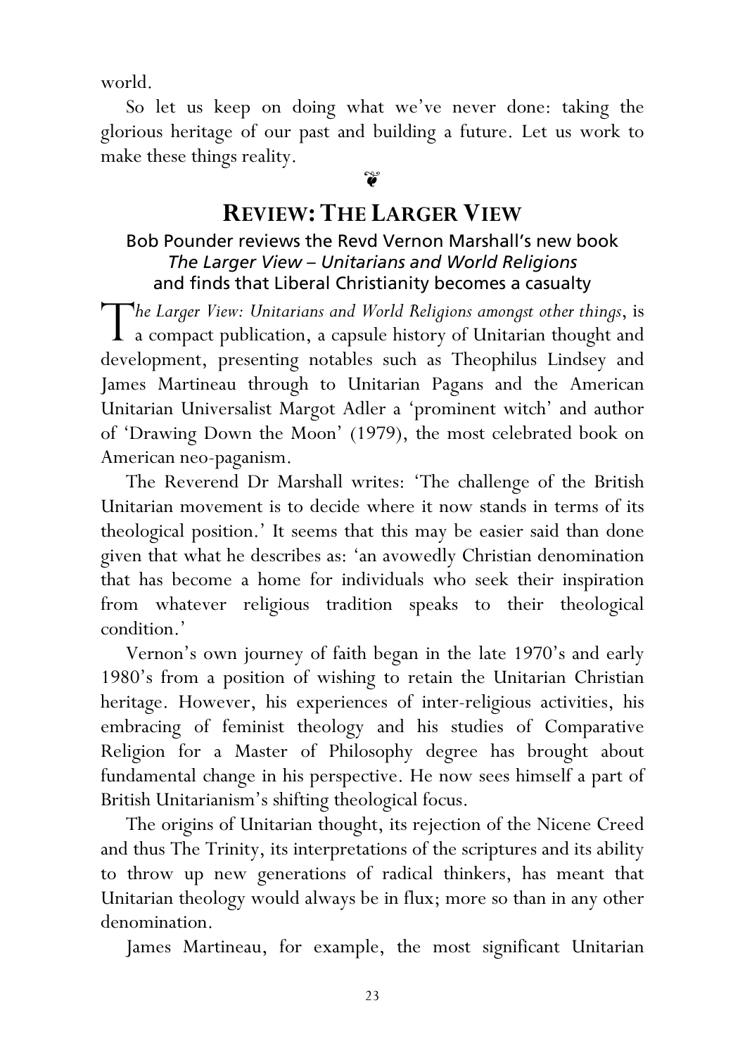world.

So let us keep on doing what we've never done: taking the glorious heritage of our past and building a future. Let us work to make these things reality.

❦

## REVIEW: THE LARGER VIEW

**Bob Pounder reviews the Revd Vernon Marshall's new book *The Larger View – Unitarians and World Religions* and finds that Liberal Christianity becomes a casualty**

*The Larger View: Unitarians and World Religions amongst other things*, is a compact publication, a capsule history of Unitarian thought and development, presenting notables such as Theophilus Lindsey and James Martineau through to Unitarian Pagans and the American Unitarian Universalist Margot Adler a 'prominent witch' and author of 'Drawing Down the Moon' (1979), the most celebrated book on American neo-paganism.

The Reverend Dr Marshall writes: 'The challenge of the British Unitarian movement is to decide where it now stands in terms of its theological position.' It seems that this may be easier said than done given that what he describes as: 'an avowedly Christian denomination that has become a home for individuals who seek their inspiration from whatever religious tradition speaks to their theological condition.'

Vernon's own journey of faith began in the late 1970's and early 1980's from a position of wishing to retain the Unitarian Christian heritage. However, his experiences of inter-religious activities, his embracing of feminist theology and his studies of Comparative Religion for a Master of Philosophy degree has brought about fundamental change in his perspective. He now sees himself a part of British Unitarianism's shifting theological focus.

The origins of Unitarian thought, its rejection of the Nicene Creed and thus The Trinity, its interpretations of the scriptures and its ability to throw up new generations of radical thinkers, has meant that Unitarian theology would always be in flux; more so than in any other denomination.

James Martineau, for example, the most significant Unitarian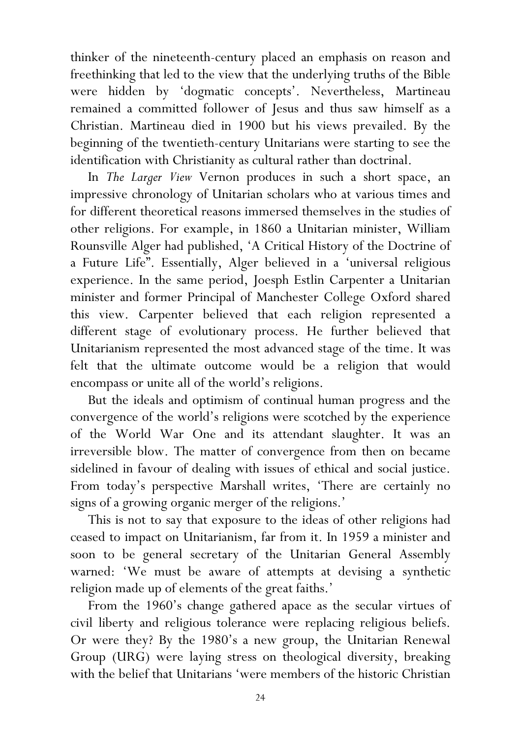thinker of the nineteenth-century placed an emphasis on reason and freethinking that led to the view that the underlying truths of the Bible were hidden by 'dogmatic concepts'. Nevertheless, Martineau remained a committed follower of Jesus and thus saw himself as a Christian. Martineau died in 1900 but his views prevailed. By the beginning of the twentieth-century Unitarians were starting to see the identification with Christianity as cultural rather than doctrinal.

In *The Larger View* Vernon produces in such a short space, an impressive chronology of Unitarian scholars who at various times and for different theoretical reasons immersed themselves in the studies of other religions. For example, in 1860 a Unitarian minister, William Rounsville Alger had published, 'A Critical History of the Doctrine of a Future Life". Essentially, Alger believed in a 'universal religious experience. In the same period, Joesph Estlin Carpenter a Unitarian minister and former Principal of Manchester College Oxford shared this view. Carpenter believed that each religion represented a different stage of evolutionary process. He further believed that Unitarianism represented the most advanced stage of the time. It was felt that the ultimate outcome would be a religion that would encompass or unite all of the world's religions.

But the ideals and optimism of continual human progress and the convergence of the world's religions were scotched by the experience of the World War One and its attendant slaughter. It was an irreversible blow. The matter of convergence from then on became sidelined in favour of dealing with issues of ethical and social justice. From today's perspective Marshall writes, 'There are certainly no signs of a growing organic merger of the religions.'

This is not to say that exposure to the ideas of other religions had ceased to impact on Unitarianism, far from it. In 1959 a minister and soon to be general secretary of the Unitarian General Assembly warned: 'We must be aware of attempts at devising a synthetic religion made up of elements of the great faiths.'

From the 1960's change gathered apace as the secular virtues of civil liberty and religious tolerance were replacing religious beliefs. Or were they? By the 1980's a new group, the Unitarian Renewal Group (URG) were laying stress on theological diversity, breaking with the belief that Unitarians 'were members of the historic Christian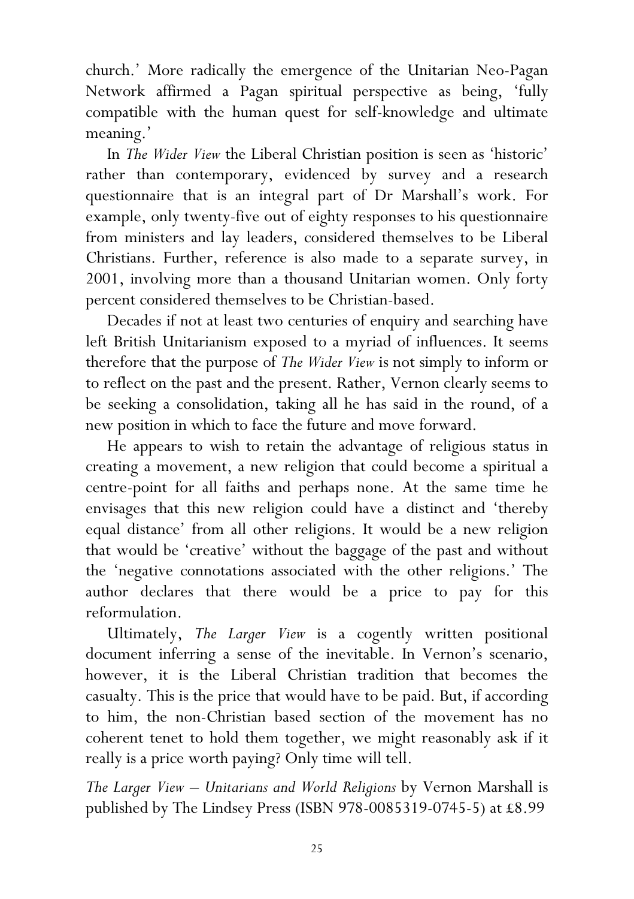church.' More radically the emergence of the Unitarian Neo-Pagan Network affirmed a Pagan spiritual perspective as being, 'fully compatible with the human quest for self-knowledge and ultimate meaning.'

In *The Wider View* the Liberal Christian position is seen as 'historic' rather than contemporary, evidenced by survey and a research questionnaire that is an integral part of Dr Marshall's work. For example, only twenty-five out of eighty responses to his questionnaire from ministers and lay leaders, considered themselves to be Liberal Christians. Further, reference is also made to a separate survey, in 2001, involving more than a thousand Unitarian women. Only forty percent considered themselves to be Christian-based.

Decades if not at least two centuries of enquiry and searching have left British Unitarianism exposed to a myriad of influences. It seems therefore that the purpose of *The Wider View* is not simply to inform or to reflect on the past and the present. Rather, Vernon clearly seems to be seeking a consolidation, taking all he has said in the round, of a new position in which to face the future and move forward.

He appears to wish to retain the advantage of religious status in creating a movement, a new religion that could become a spiritual a centre-point for all faiths and perhaps none. At the same time he envisages that this new religion could have a distinct and 'thereby equal distance' from all other religions. It would be a new religion that would be 'creative' without the baggage of the past and without the 'negative connotations associated with the other religions.' The author declares that there would be a price to pay for this reformulation.

Ultimately, *The Larger View* is a cogently written positional document inferring a sense of the inevitable. In Vernon's scenario, however, it is the Liberal Christian tradition that becomes the casualty. This is the price that would have to be paid. But, if according to him, the non-Christian based section of the movement has no coherent tenet to hold them together, we might reasonably ask if it really is a price worth paying? Only time will tell.

*The Larger View – Unitarians and World Religions* by Vernon Marshall is published by The Lindsey Press (ISBN 978-0085319-0745-5) at £8.99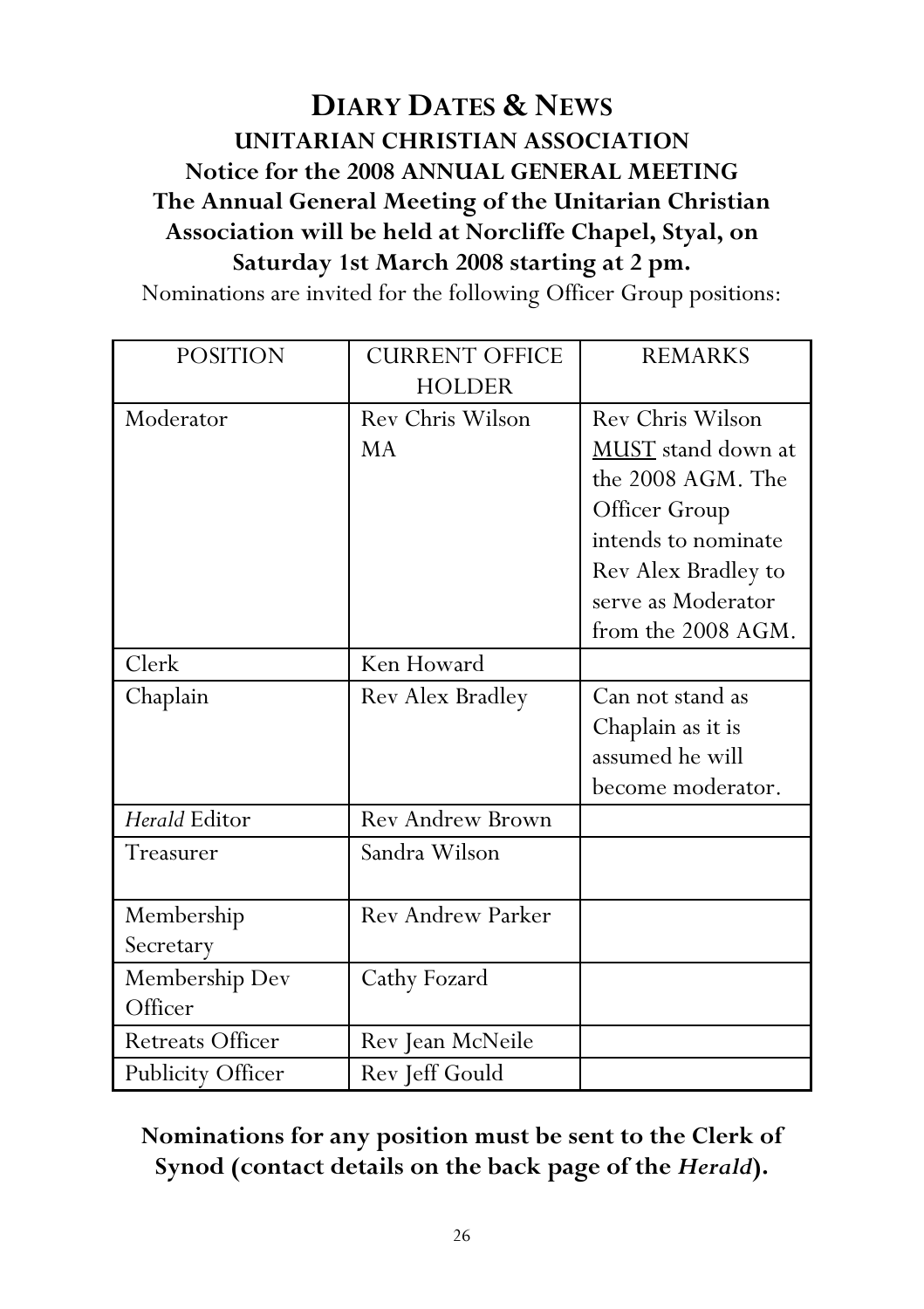# DIARY DATES & NEWS

## UNITARIAN CHRISTIAN ASSOCIATION

### Notice for the 2008 ANNUAL GENERAL MEETING

**The Annual General Meeting of the Unitarian Christian Association will be held at Norcliffe Chapel, Styal, on Saturday 1st March 2008 starting at 2 pm.**

Nominations are invited for the following Officer Group positions:

| POSITION | CURRENT OFFICE HOLDER | REMARKS |
|---|---|---|
| Moderator | Rev Chris Wilson MA | Rev Chris Wilson MUST stand down at the 2008 AGM. The Officer Group intends to nominate Rev Alex Bradley to serve as Moderator from the 2008 AGM. |
| Clerk | Ken Howard | |
| Chaplain | Rev Alex Bradley | Can not stand as Chaplain as it is assumed he will become moderator. |
| *Herald* Editor | Rev Andrew Brown | |
| Treasurer | Sandra Wilson | |
| Membership Secretary | Rev Andrew Parker | |
| Membership Dev Officer | Cathy Fozard | |
| Retreats Officer | Rev Jean McNeile | |
| Publicity Officer | Rev Jeff Gould | |

**Nominations for any position must be sent to the Clerk of Synod (contact details on the back page of the *Herald*).**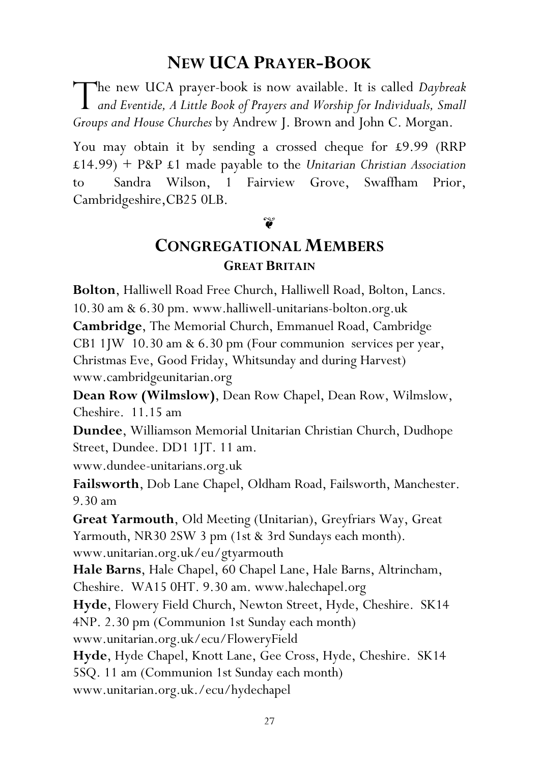## NEW UCA PRAYER-BOOK

The new UCA prayer-book is now available. It is called *Daybreak and Eventide, A Little Book of Prayers and Worship for Individuals, Small Groups and House Churches* by Andrew J. Brown and John C. Morgan.

You may obtain it by sending a crossed cheque for £9.99 (RRP £14.99) + P&P £1 made payable to the *Unitarian Christian Association* to Sandra Wilson, 1 Fairview Grove, Swaffham Prior, Cambridgeshire,CB25 0LB.

❦

## CONGREGATIONAL MEMBERS

### GREAT BRITAIN

**Bolton**, Halliwell Road Free Church, Halliwell Road, Bolton, Lancs. 10.30 am & 6.30 pm. www.halliwell-unitarians-bolton.org.uk

**Cambridge**, The Memorial Church, Emmanuel Road, Cambridge CB1 1JW 10.30 am & 6.30 pm (Four communion services per year, Christmas Eve, Good Friday, Whitsunday and during Harvest) www.cambridgeunitarian.org

**Dean Row (Wilmslow)**, Dean Row Chapel, Dean Row, Wilmslow, Cheshire. 11.15 am

**Dundee**, Williamson Memorial Unitarian Christian Church, Dudhope Street, Dundee. DD1 1JT. 11 am. www.dundee-unitarians.org.uk

**Failsworth**, Dob Lane Chapel, Oldham Road, Failsworth, Manchester. 9.30 am

**Great Yarmouth**, Old Meeting (Unitarian), Greyfriars Way, Great Yarmouth, NR30 2SW 3 pm (1st & 3rd Sundays each month). www.unitarian.org.uk/eu/gtyarmouth

**Hale Barns**, Hale Chapel, 60 Chapel Lane, Hale Barns, Altrincham, Cheshire. WA15 0HT. 9.30 am. www.halechapel.org

**Hyde**, Flowery Field Church, Newton Street, Hyde, Cheshire. SK14 4NP. 2.30 pm (Communion 1st Sunday each month) www.unitarian.org.uk/ecu/FloweryField

**Hyde**, Hyde Chapel, Knott Lane, Gee Cross, Hyde, Cheshire. SK14 5SQ. 11 am (Communion 1st Sunday each month) www.unitarian.org.uk./ecu/hydechapel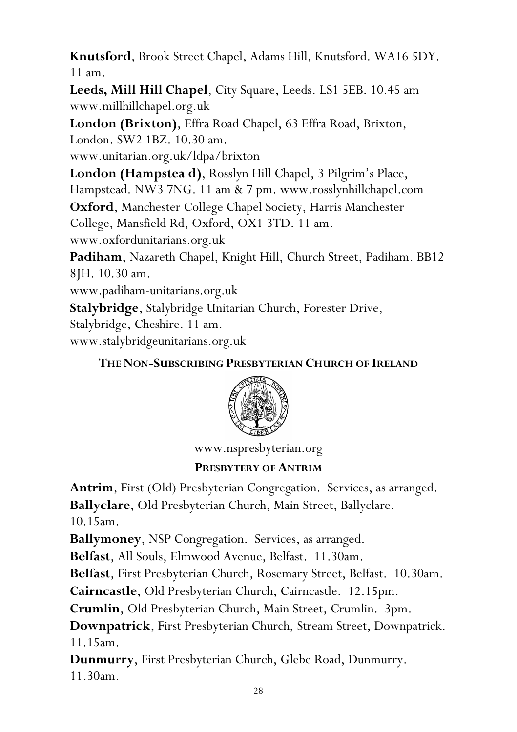**Knutsford**, Brook Street Chapel, Adams Hill, Knutsford. WA16 5DY. 11 am.

**Leeds, Mill Hill Chapel**, City Square, Leeds. LS1 5EB. 10.45 am www.millhillchapel.org.uk

**London (Brixton)**, Effra Road Chapel, 63 Effra Road, Brixton, London. SW2 1BZ. 10.30 am. www.unitarian.org.uk/ldpa/brixton

**London (Hampstea d)**, Rosslyn Hill Chapel, 3 Pilgrim's Place, Hampstead. NW3 7NG. 11 am & 7 pm. www.rosslynhillchapel.com

**Oxford**, Manchester College Chapel Society, Harris Manchester College, Mansfield Rd, Oxford, OX1 3TD. 11 am. www.oxfordunitarians.org.uk

**Padiham**, Nazareth Chapel, Knight Hill, Church Street, Padiham. BB12 8JH. 10.30 am. www.padiham-unitarians.org.uk

**Stalybridge**, Stalybridge Unitarian Church, Forester Drive, Stalybridge, Cheshire. 11 am. www.stalybridgeunitarians.org.uk

## THE NON-SUBSCRIBING PRESBYTERIAN CHURCH OF IRELAND

www.nspresbyterian.org

### PRESBYTERY OF ANTRIM

**Antrim**, First (Old) Presbyterian Congregation. Services, as arranged.

**Ballyclare**, Old Presbyterian Church, Main Street, Ballyclare. 10.15am.

**Ballymoney**, NSP Congregation. Services, as arranged.

**Belfast**, All Souls, Elmwood Avenue, Belfast. 11.30am.

**Belfast**, First Presbyterian Church, Rosemary Street, Belfast. 10.30am.

**Cairncastle**, Old Presbyterian Church, Cairncastle. 12.15pm.

**Crumlin**, Old Presbyterian Church, Main Street, Crumlin. 3pm.

**Downpatrick**, First Presbyterian Church, Stream Street, Downpatrick. 11.15am.

**Dunmurry**, First Presbyterian Church, Glebe Road, Dunmurry. 11.30am.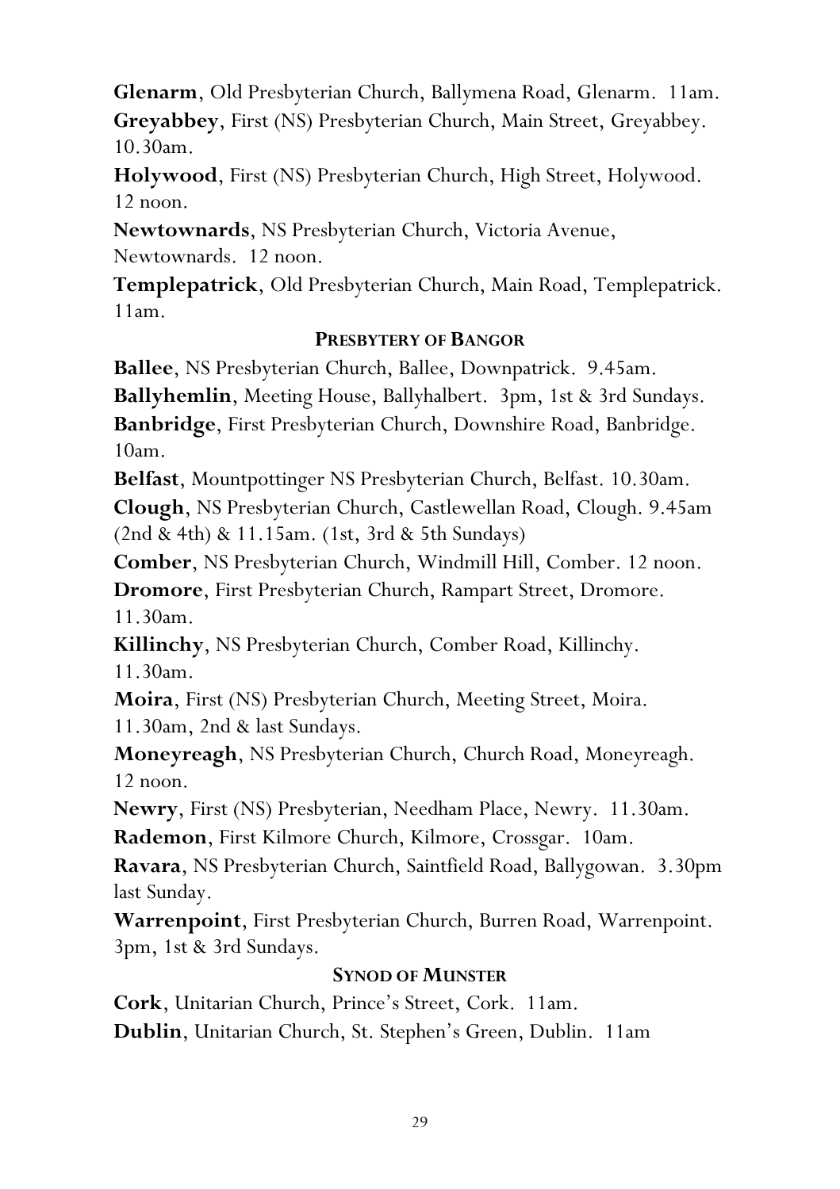**Glenarm**, Old Presbyterian Church, Ballymena Road, Glenarm. 11am.

**Greyabbey**, First (NS) Presbyterian Church, Main Street, Greyabbey. 10.30am.

**Holywood**, First (NS) Presbyterian Church, High Street, Holywood. 12 noon.

**Newtownards**, NS Presbyterian Church, Victoria Avenue, Newtownards. 12 noon.

**Templepatrick**, Old Presbyterian Church, Main Road, Templepatrick. 11am.

### PRESBYTERY OF BANGOR

**Ballee**, NS Presbyterian Church, Ballee, Downpatrick. 9.45am.

**Ballyhemlin**, Meeting House, Ballyhalbert. 3pm, 1st & 3rd Sundays.

**Banbridge**, First Presbyterian Church, Downshire Road, Banbridge. 10am.

**Belfast**, Mountpottinger NS Presbyterian Church, Belfast. 10.30am.

**Clough**, NS Presbyterian Church, Castlewellan Road, Clough. 9.45am (2nd & 4th) & 11.15am. (1st, 3rd & 5th Sundays)

**Comber**, NS Presbyterian Church, Windmill Hill, Comber. 12 noon.

**Dromore**, First Presbyterian Church, Rampart Street, Dromore. 11.30am.

**Killinchy**, NS Presbyterian Church, Comber Road, Killinchy. 11.30am.

**Moira**, First (NS) Presbyterian Church, Meeting Street, Moira. 11.30am, 2nd & last Sundays.

**Moneyreagh**, NS Presbyterian Church, Church Road, Moneyreagh. 12 noon.

**Newry**, First (NS) Presbyterian, Needham Place, Newry. 11.30am.

**Rademon**, First Kilmore Church, Kilmore, Crossgar. 10am.

**Ravara**, NS Presbyterian Church, Saintfield Road, Ballygowan. 3.30pm last Sunday.

**Warrenpoint**, First Presbyterian Church, Burren Road, Warrenpoint. 3pm, 1st & 3rd Sundays.

### SYNOD OF MUNSTER

**Cork**, Unitarian Church, Prince's Street, Cork. 11am.

**Dublin**, Unitarian Church, St. Stephen's Green, Dublin. 11am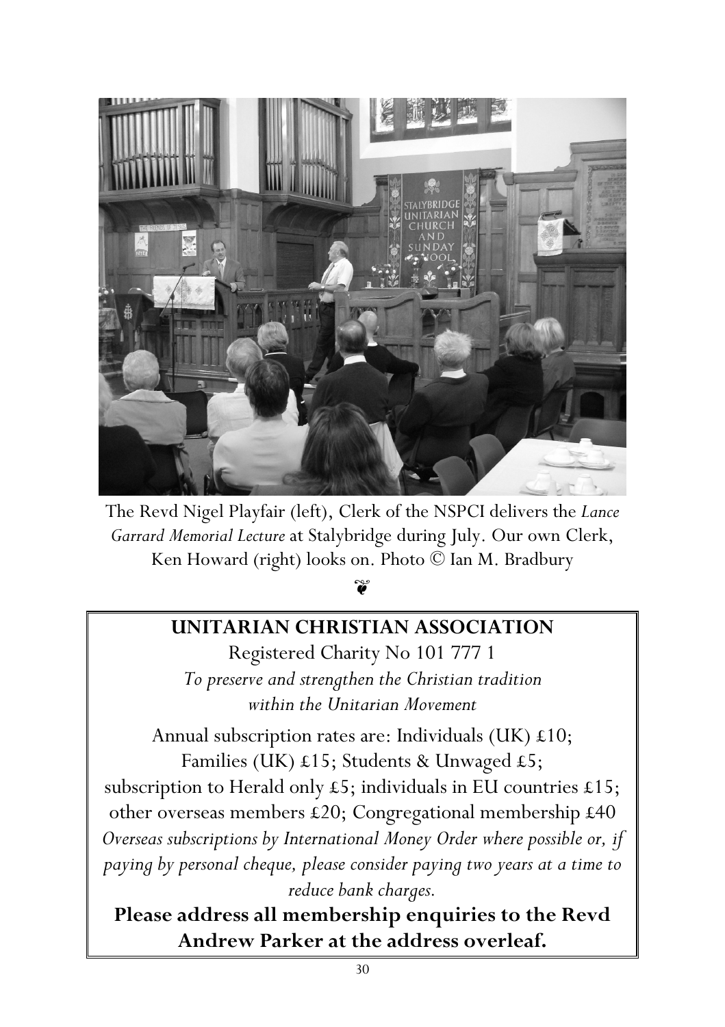The Revd Nigel Playfair (left), Clerk of the NSPCI delivers the *Lance Garrard Memorial Lecture* at Stalybridge during July. Our own Clerk, Ken Howard (right) looks on. Photo © Ian M. Bradbury

❦

## UNITARIAN CHRISTIAN ASSOCIATION

Registered Charity No 101 777 1

*To preserve and strengthen the Christian tradition within the Unitarian Movement*

Annual subscription rates are: Individuals (UK) £10; Families (UK) £15; Students & Unwaged £5; subscription to Herald only £5; individuals in EU countries £15; other overseas members £20; Congregational membership £40

*Overseas subscriptions by International Money Order where possible or, if paying by personal cheque, please consider paying two years at a time to reduce bank charges.*

**Please address all membership enquiries to the Revd Andrew Parker at the address overleaf.**